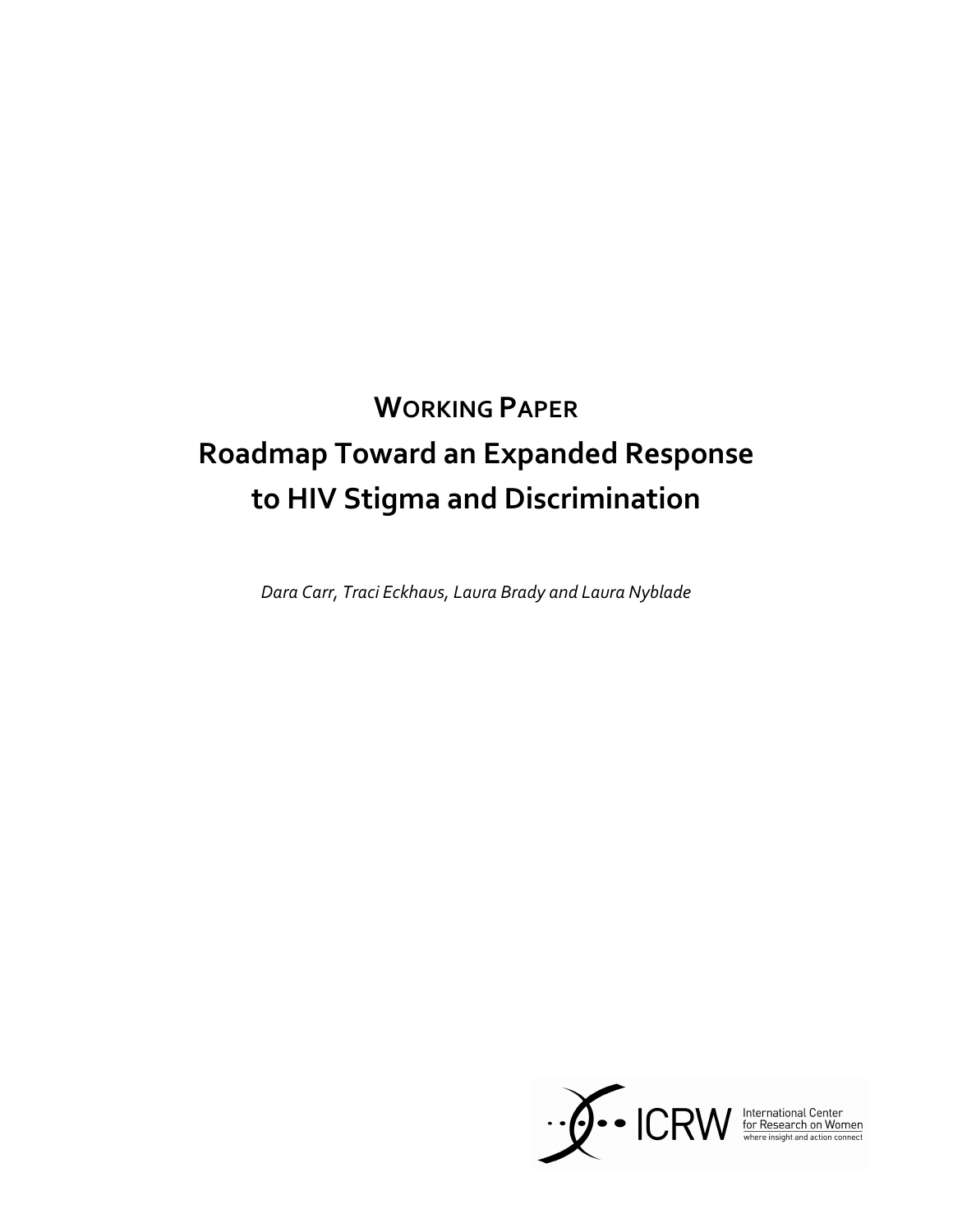**WORKING PAPER**

# Roadmap Toward an Expanded Response to HIV Stigma and Discrimination

*Dara Carr, Traci Eckhaus, Laura Brady and Laura Nyblade*

ICRW International Center for Research on Women
where insight and action connect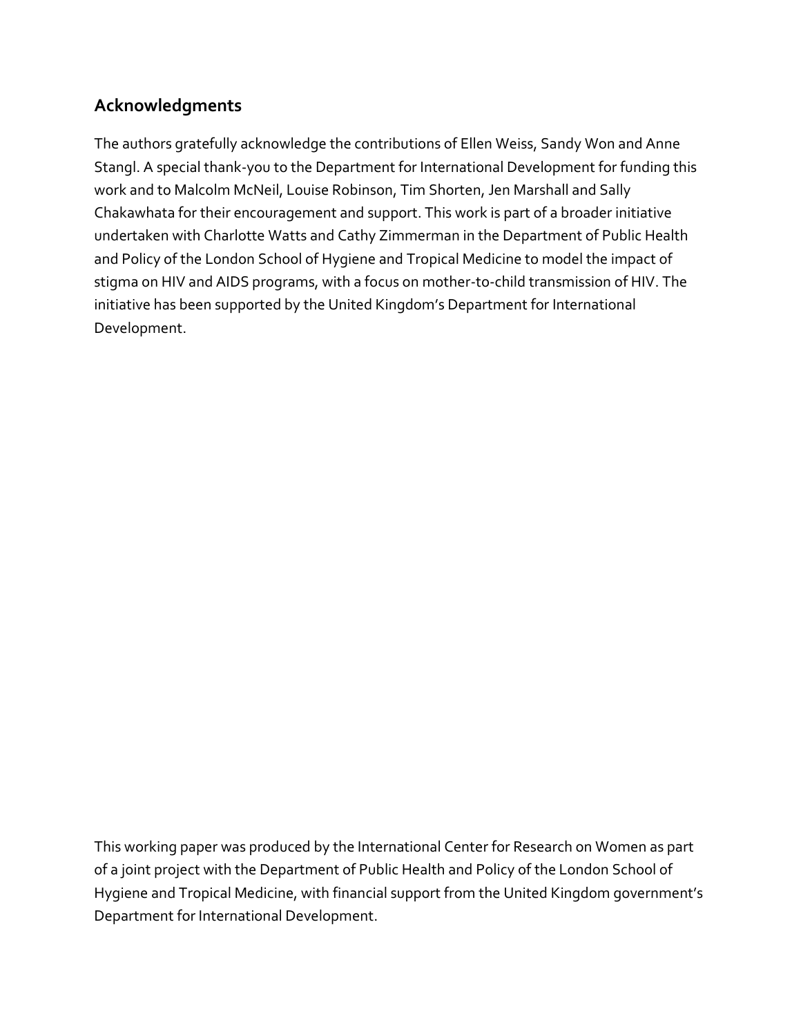## Acknowledgments

The authors gratefully acknowledge the contributions of Ellen Weiss, Sandy Won and Anne Stangl. A special thank-you to the Department for International Development for funding this work and to Malcolm McNeil, Louise Robinson, Tim Shorten, Jen Marshall and Sally Chakawhata for their encouragement and support. This work is part of a broader initiative undertaken with Charlotte Watts and Cathy Zimmerman in the Department of Public Health and Policy of the London School of Hygiene and Tropical Medicine to model the impact of stigma on HIV and AIDS programs, with a focus on mother-to-child transmission of HIV. The initiative has been supported by the United Kingdom's Department for International Development.

This working paper was produced by the International Center for Research on Women as part of a joint project with the Department of Public Health and Policy of the London School of Hygiene and Tropical Medicine, with financial support from the United Kingdom government's Department for International Development.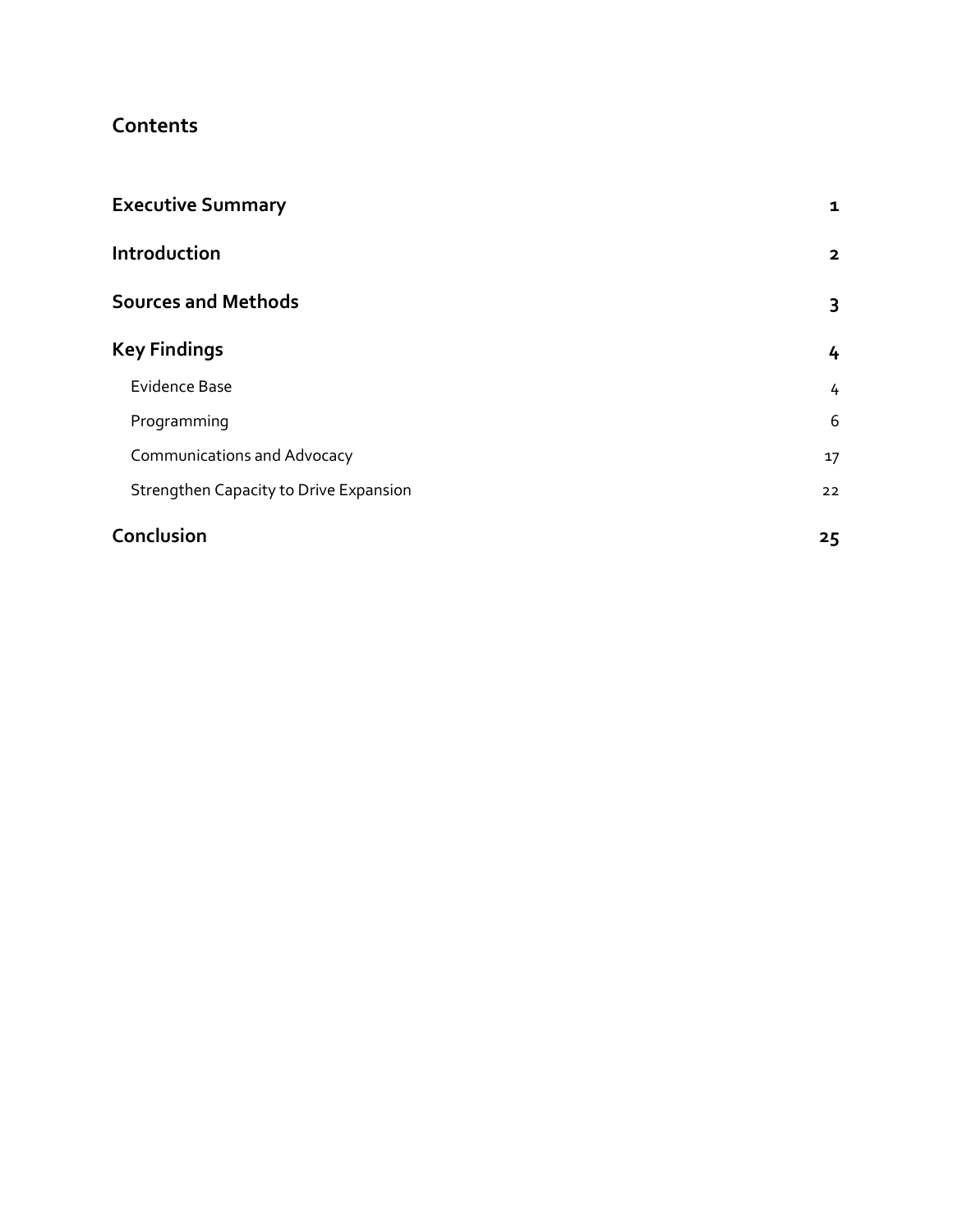## Contents

| | |
|---|---|
| **Executive Summary** | **1** |
| **Introduction** | **2** |
| **Sources and Methods** | **3** |
| **Key Findings** | **4** |
| Evidence Base | 4 |
| Programming | 6 |
| Communications and Advocacy | 17 |
| Strengthen Capacity to Drive Expansion | 22 |
| **Conclusion** | **25** |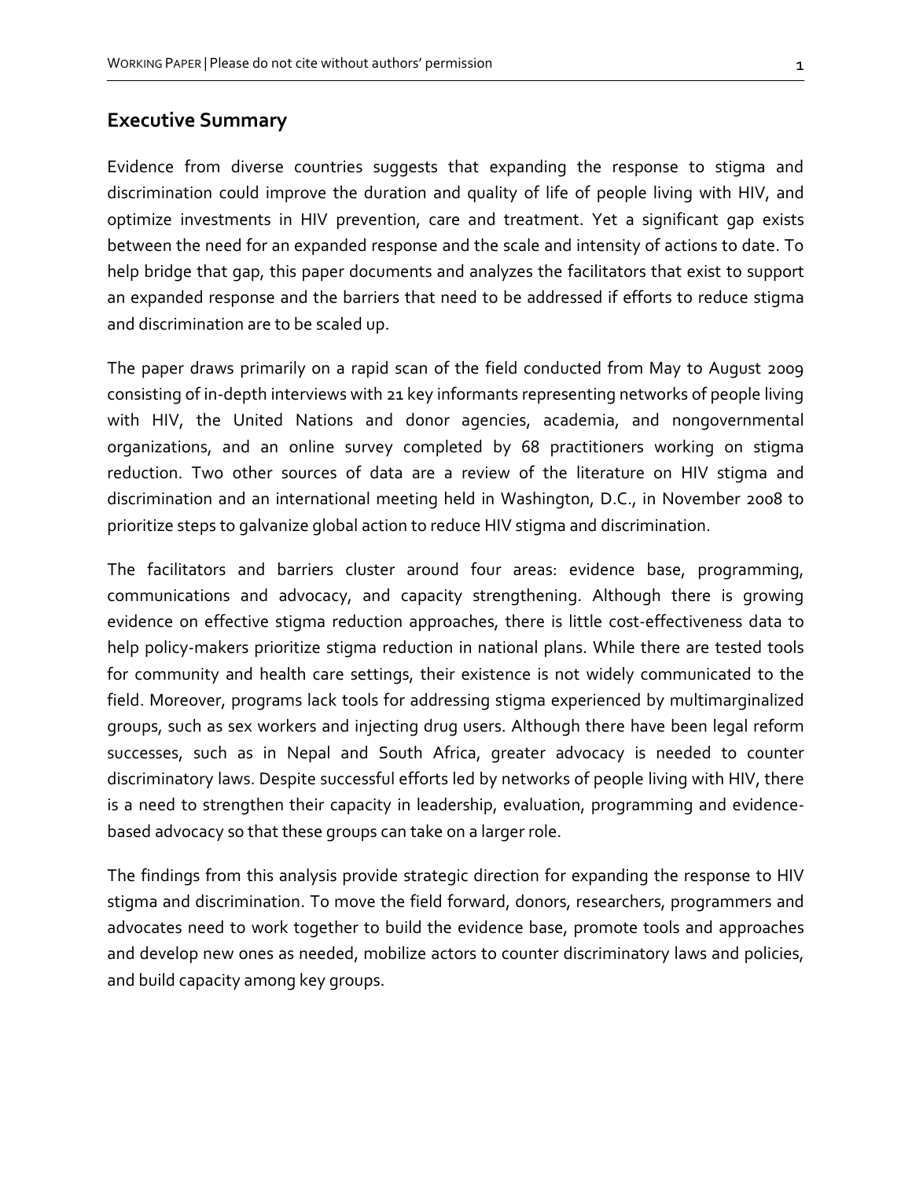## Executive Summary

Evidence from diverse countries suggests that expanding the response to stigma and discrimination could improve the duration and quality of life of people living with HIV, and optimize investments in HIV prevention, care and treatment. Yet a significant gap exists between the need for an expanded response and the scale and intensity of actions to date. To help bridge that gap, this paper documents and analyzes the facilitators that exist to support an expanded response and the barriers that need to be addressed if efforts to reduce stigma and discrimination are to be scaled up.

The paper draws primarily on a rapid scan of the field conducted from May to August 2009 consisting of in-depth interviews with 21 key informants representing networks of people living with HIV, the United Nations and donor agencies, academia, and nongovernmental organizations, and an online survey completed by 68 practitioners working on stigma reduction. Two other sources of data are a review of the literature on HIV stigma and discrimination and an international meeting held in Washington, D.C., in November 2008 to prioritize steps to galvanize global action to reduce HIV stigma and discrimination.

The facilitators and barriers cluster around four areas: evidence base, programming, communications and advocacy, and capacity strengthening. Although there is growing evidence on effective stigma reduction approaches, there is little cost-effectiveness data to help policy-makers prioritize stigma reduction in national plans. While there are tested tools for community and health care settings, their existence is not widely communicated to the field. Moreover, programs lack tools for addressing stigma experienced by multimarginalized groups, such as sex workers and injecting drug users. Although there have been legal reform successes, such as in Nepal and South Africa, greater advocacy is needed to counter discriminatory laws. Despite successful efforts led by networks of people living with HIV, there is a need to strengthen their capacity in leadership, evaluation, programming and evidence-based advocacy so that these groups can take on a larger role.

The findings from this analysis provide strategic direction for expanding the response to HIV stigma and discrimination. To move the field forward, donors, researchers, programmers and advocates need to work together to build the evidence base, promote tools and approaches and develop new ones as needed, mobilize actors to counter discriminatory laws and policies, and build capacity among key groups.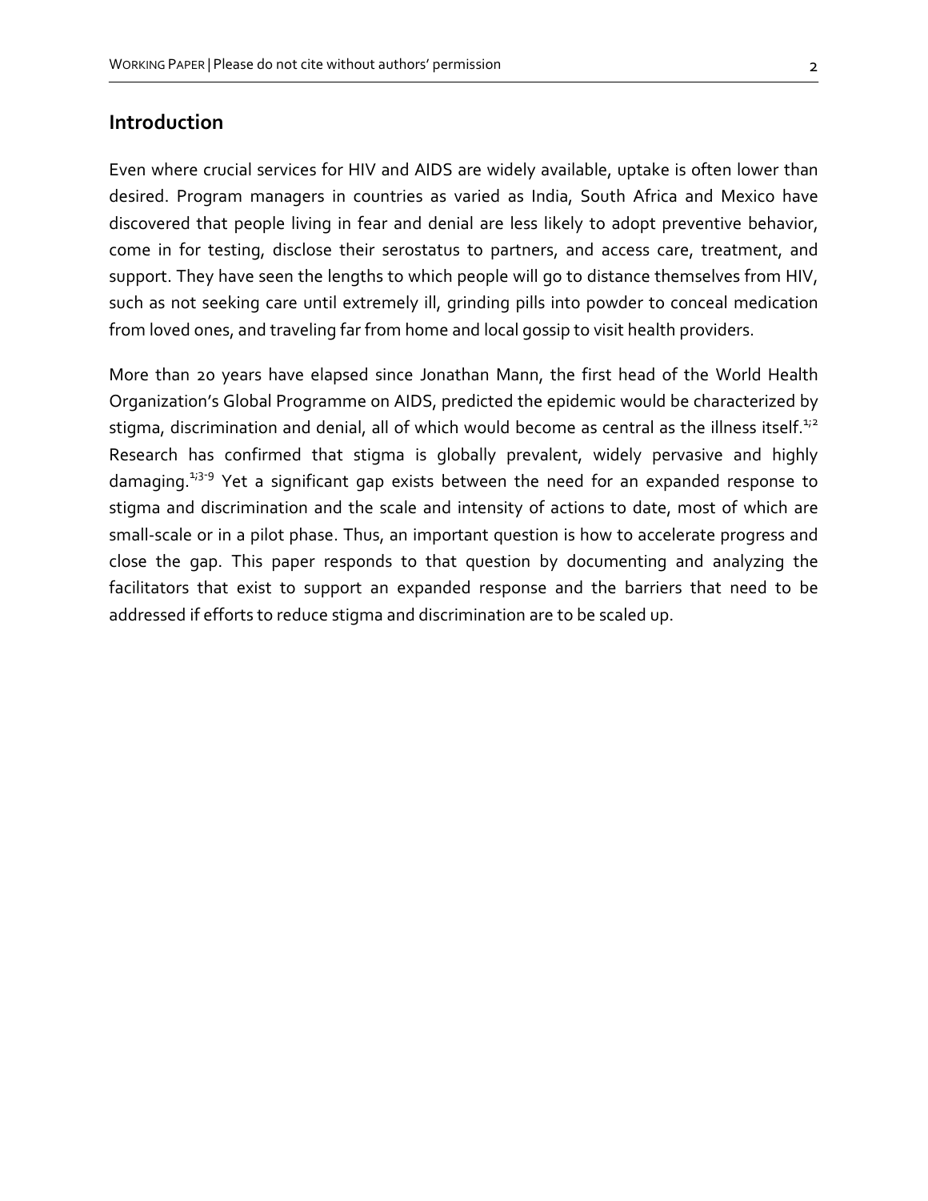## Introduction

Even where crucial services for HIV and AIDS are widely available, uptake is often lower than desired. Program managers in countries as varied as India, South Africa and Mexico have discovered that people living in fear and denial are less likely to adopt preventive behavior, come in for testing, disclose their serostatus to partners, and access care, treatment, and support. They have seen the lengths to which people will go to distance themselves from HIV, such as not seeking care until extremely ill, grinding pills into powder to conceal medication from loved ones, and traveling far from home and local gossip to visit health providers.

More than 20 years have elapsed since Jonathan Mann, the first head of the World Health Organization's Global Programme on AIDS, predicted the epidemic would be characterized by stigma, discrimination and denial, all of which would become as central as the illness itself.[1,2] Research has confirmed that stigma is globally prevalent, widely pervasive and highly damaging.[1,3-9] Yet a significant gap exists between the need for an expanded response to stigma and discrimination and the scale and intensity of actions to date, most of which are small-scale or in a pilot phase. Thus, an important question is how to accelerate progress and close the gap. This paper responds to that question by documenting and analyzing the facilitators that exist to support an expanded response and the barriers that need to be addressed if efforts to reduce stigma and discrimination are to be scaled up.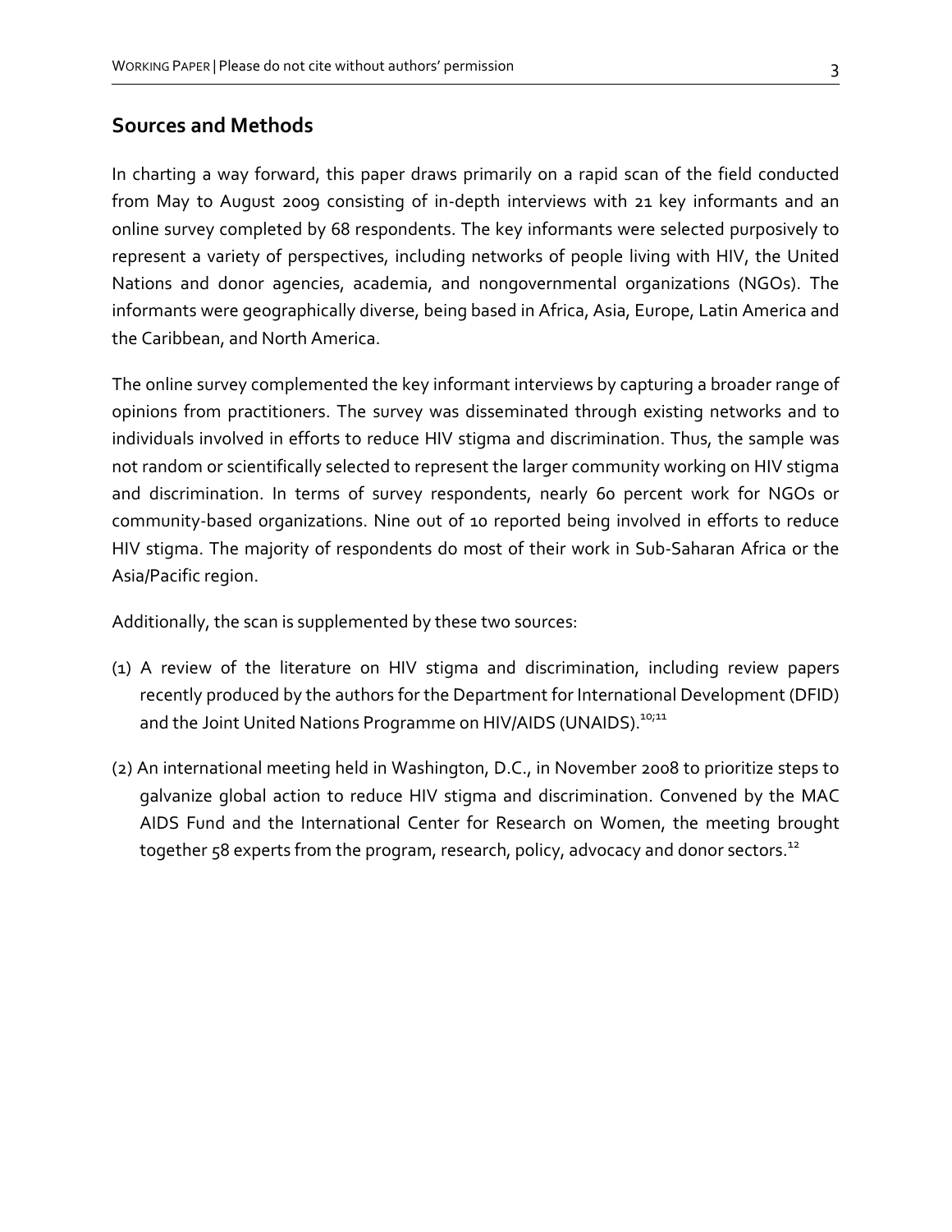## Sources and Methods

In charting a way forward, this paper draws primarily on a rapid scan of the field conducted from May to August 2009 consisting of in-depth interviews with 21 key informants and an online survey completed by 68 respondents. The key informants were selected purposively to represent a variety of perspectives, including networks of people living with HIV, the United Nations and donor agencies, academia, and nongovernmental organizations (NGOs). The informants were geographically diverse, being based in Africa, Asia, Europe, Latin America and the Caribbean, and North America.

The online survey complemented the key informant interviews by capturing a broader range of opinions from practitioners. The survey was disseminated through existing networks and to individuals involved in efforts to reduce HIV stigma and discrimination. Thus, the sample was not random or scientifically selected to represent the larger community working on HIV stigma and discrimination. In terms of survey respondents, nearly 60 percent work for NGOs or community-based organizations. Nine out of 10 reported being involved in efforts to reduce HIV stigma. The majority of respondents do most of their work in Sub-Saharan Africa or the Asia/Pacific region.

Additionally, the scan is supplemented by these two sources:

(1) A review of the literature on HIV stigma and discrimination, including review papers recently produced by the authors for the Department for International Development (DFID) and the Joint United Nations Programme on HIV/AIDS (UNAIDS).[10;11]

(2) An international meeting held in Washington, D.C., in November 2008 to prioritize steps to galvanize global action to reduce HIV stigma and discrimination. Convened by the MAC AIDS Fund and the International Center for Research on Women, the meeting brought together 58 experts from the program, research, policy, advocacy and donor sectors.[12]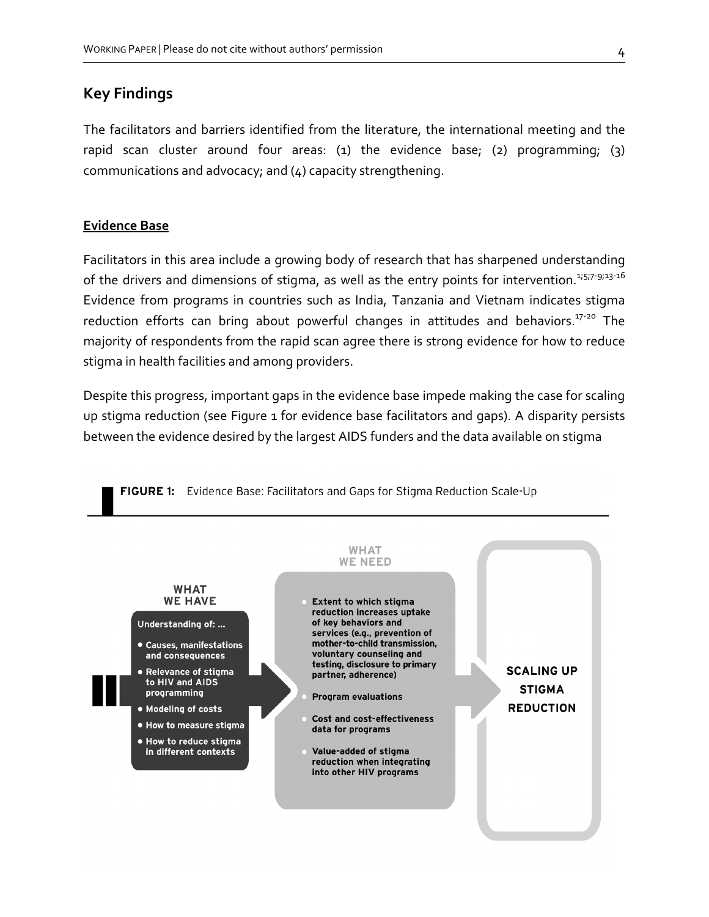## Key Findings

The facilitators and barriers identified from the literature, the international meeting and the rapid scan cluster around four areas: (1) the evidence base; (2) programming; (3) communications and advocacy; and (4) capacity strengthening.

### Evidence Base

Facilitators in this area include a growing body of research that has sharpened understanding of the drivers and dimensions of stigma, as well as the entry points for intervention.[1;5;7-9;13-16] Evidence from programs in countries such as India, Tanzania and Vietnam indicates stigma reduction efforts can bring about powerful changes in attitudes and behaviors.[17-20] The majority of respondents from the rapid scan agree there is strong evidence for how to reduce stigma in health facilities and among providers.

Despite this progress, important gaps in the evidence base impede making the case for scaling up stigma reduction (see Figure 1 for evidence base facilitators and gaps). A disparity persists between the evidence desired by the largest AIDS funders and the data available on stigma

**FIGURE 1:** Evidence Base: Facilitators and Gaps for Stigma Reduction Scale-Up

**WHAT WE HAVE**

Understanding of: ...

- Causes, manifestations and consequences
- Relevance of stigma to HIV and AIDS programming
- Modeling of costs
- How to measure stigma
- How to reduce stigma in different contexts

**WHAT WE NEED**

- Extent to which stigma reduction increases uptake of key behaviors and services (e.g., prevention of mother-to-child transmission, voluntary counseling and testing, disclosure to primary partner, adherence)
- Program evaluations
- Cost and cost-effectiveness data for programs
- Value-added of stigma reduction when integrating into other HIV programs

**SCALING UP STIGMA REDUCTION**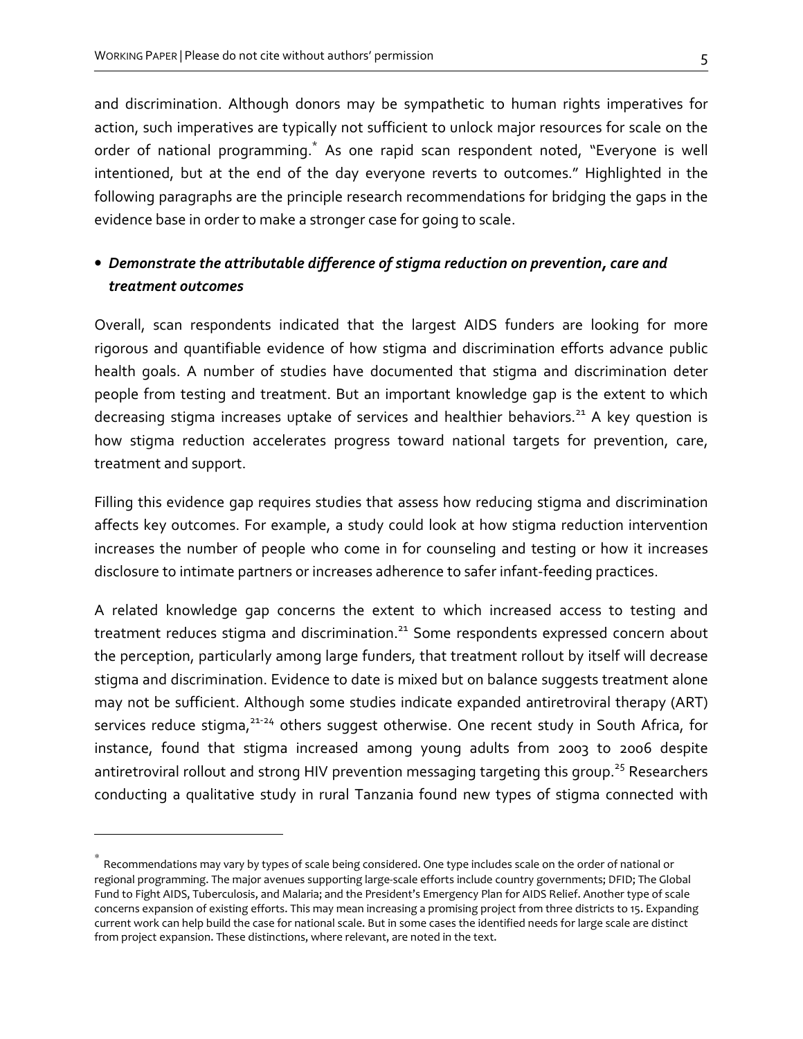and discrimination. Although donors may be sympathetic to human rights imperatives for action, such imperatives are typically not sufficient to unlock major resources for scale on the order of national programming.* As one rapid scan respondent noted, "Everyone is well intentioned, but at the end of the day everyone reverts to outcomes." Highlighted in the following paragraphs are the principle research recommendations for bridging the gaps in the evidence base in order to make a stronger case for going to scale.

- ***Demonstrate the attributable difference of stigma reduction on prevention, care and treatment outcomes***

Overall, scan respondents indicated that the largest AIDS funders are looking for more rigorous and quantifiable evidence of how stigma and discrimination efforts advance public health goals. A number of studies have documented that stigma and discrimination deter people from testing and treatment. But an important knowledge gap is the extent to which decreasing stigma increases uptake of services and healthier behaviors.[21] A key question is how stigma reduction accelerates progress toward national targets for prevention, care, treatment and support.

Filling this evidence gap requires studies that assess how reducing stigma and discrimination affects key outcomes. For example, a study could look at how stigma reduction intervention increases the number of people who come in for counseling and testing or how it increases disclosure to intimate partners or increases adherence to safer infant-feeding practices.

A related knowledge gap concerns the extent to which increased access to testing and treatment reduces stigma and discrimination.[21] Some respondents expressed concern about the perception, particularly among large funders, that treatment rollout by itself will decrease stigma and discrimination. Evidence to date is mixed but on balance suggests treatment alone may not be sufficient. Although some studies indicate expanded antiretroviral therapy (ART) services reduce stigma,[21-24] others suggest otherwise. One recent study in South Africa, for instance, found that stigma increased among young adults from 2003 to 2006 despite antiretroviral rollout and strong HIV prevention messaging targeting this group.[25] Researchers conducting a qualitative study in rural Tanzania found new types of stigma connected with

---

* Recommendations may vary by types of scale being considered. One type includes scale on the order of national or regional programming. The major avenues supporting large-scale efforts include country governments; DFID; The Global Fund to Fight AIDS, Tuberculosis, and Malaria; and the President's Emergency Plan for AIDS Relief. Another type of scale concerns expansion of existing efforts. This may mean increasing a promising project from three districts to 15. Expanding current work can help build the case for national scale. But in some cases the identified needs for large scale are distinct from project expansion. These distinctions, where relevant, are noted in the text.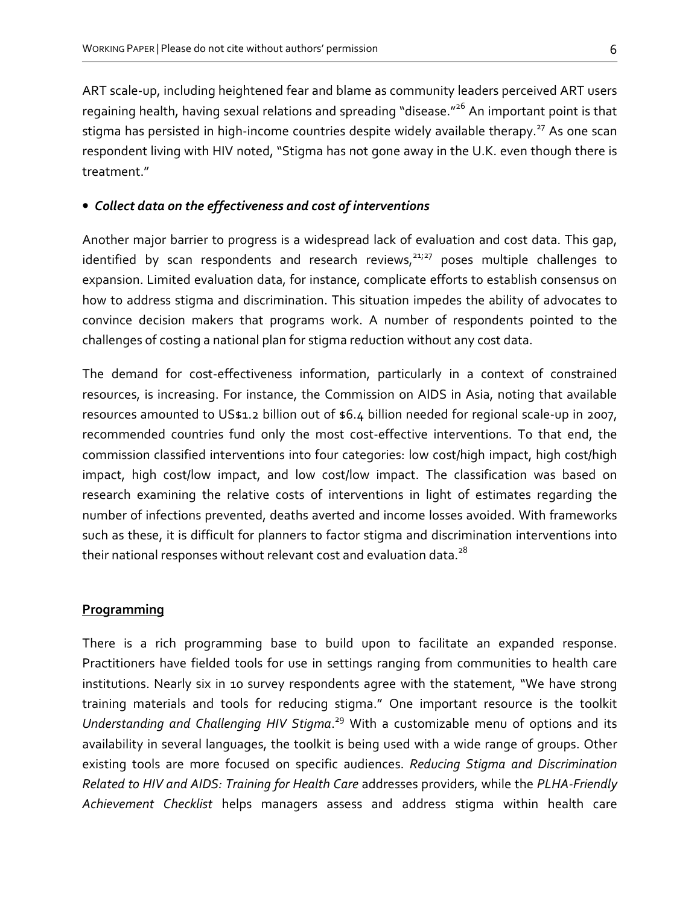ART scale-up, including heightened fear and blame as community leaders perceived ART users regaining health, having sexual relations and spreading "disease."[26] An important point is that stigma has persisted in high-income countries despite widely available therapy.[27] As one scan respondent living with HIV noted, "Stigma has not gone away in the U.K. even though there is treatment."

- ***Collect data on the effectiveness and cost of interventions***

Another major barrier to progress is a widespread lack of evaluation and cost data. This gap, identified by scan respondents and research reviews,[21;27] poses multiple challenges to expansion. Limited evaluation data, for instance, complicate efforts to establish consensus on how to address stigma and discrimination. This situation impedes the ability of advocates to convince decision makers that programs work. A number of respondents pointed to the challenges of costing a national plan for stigma reduction without any cost data.

The demand for cost-effectiveness information, particularly in a context of constrained resources, is increasing. For instance, the Commission on AIDS in Asia, noting that available resources amounted to US$1.2 billion out of $6.4 billion needed for regional scale-up in 2007, recommended countries fund only the most cost-effective interventions. To that end, the commission classified interventions into four categories: low cost/high impact, high cost/high impact, high cost/low impact, and low cost/low impact. The classification was based on research examining the relative costs of interventions in light of estimates regarding the number of infections prevented, deaths averted and income losses avoided. With frameworks such as these, it is difficult for planners to factor stigma and discrimination interventions into their national responses without relevant cost and evaluation data.[28]

## Programming

There is a rich programming base to build upon to facilitate an expanded response. Practitioners have fielded tools for use in settings ranging from communities to health care institutions. Nearly six in 10 survey respondents agree with the statement, "We have strong training materials and tools for reducing stigma." One important resource is the toolkit *Understanding and Challenging HIV Stigma*.[29] With a customizable menu of options and its availability in several languages, the toolkit is being used with a wide range of groups. Other existing tools are more focused on specific audiences. *Reducing Stigma and Discrimination Related to HIV and AIDS: Training for Health Care* addresses providers, while the *PLHA-Friendly Achievement Checklist* helps managers assess and address stigma within health care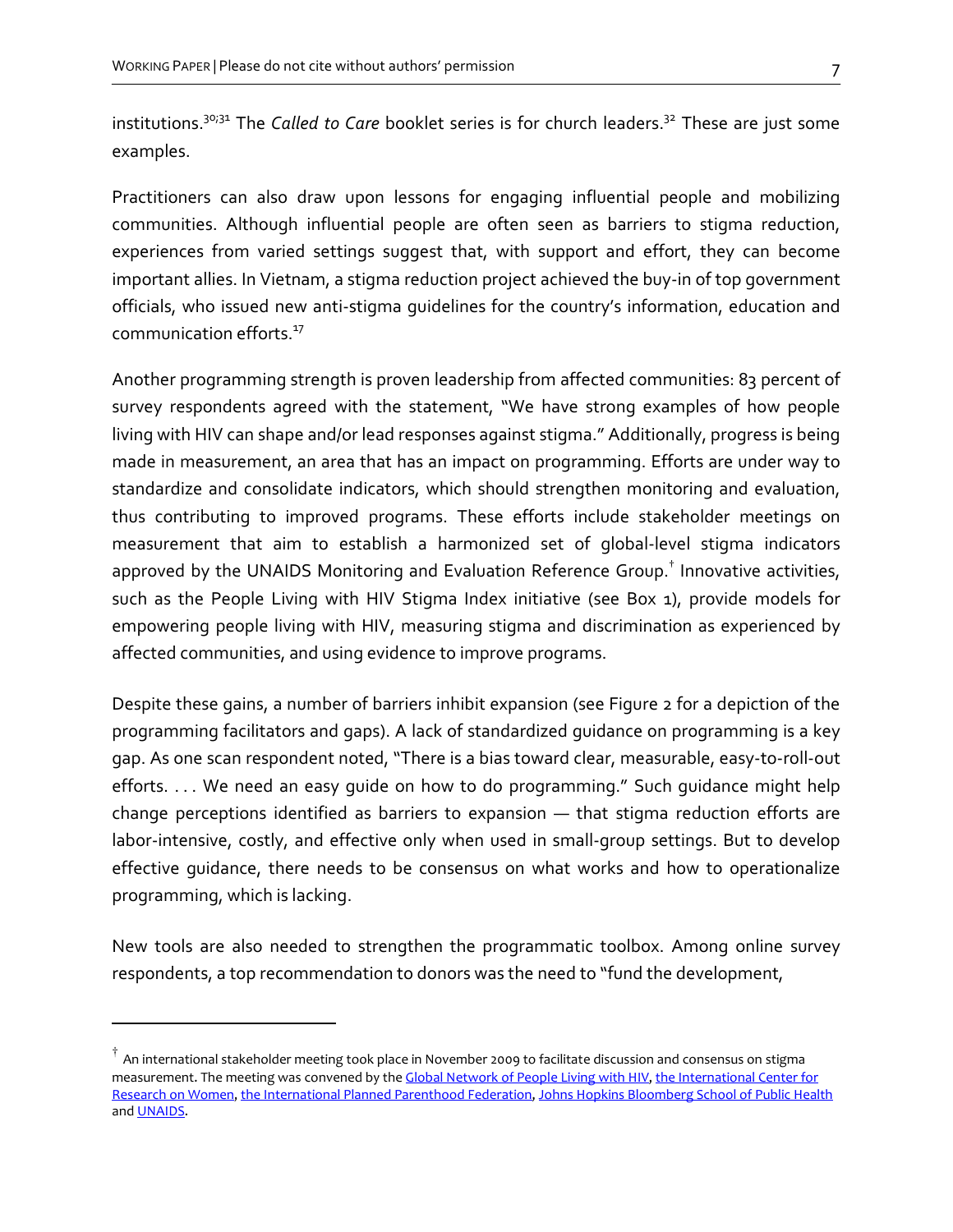institutions.[30;31] The *Called to Care* booklet series is for church leaders.[32] These are just some examples.

Practitioners can also draw upon lessons for engaging influential people and mobilizing communities. Although influential people are often seen as barriers to stigma reduction, experiences from varied settings suggest that, with support and effort, they can become important allies. In Vietnam, a stigma reduction project achieved the buy-in of top government officials, who issued new anti-stigma guidelines for the country's information, education and communication efforts.[17]

Another programming strength is proven leadership from affected communities: 83 percent of survey respondents agreed with the statement, "We have strong examples of how people living with HIV can shape and/or lead responses against stigma." Additionally, progress is being made in measurement, an area that has an impact on programming. Efforts are under way to standardize and consolidate indicators, which should strengthen monitoring and evaluation, thus contributing to improved programs. These efforts include stakeholder meetings on measurement that aim to establish a harmonized set of global-level stigma indicators approved by the UNAIDS Monitoring and Evaluation Reference Group.[†] Innovative activities, such as the People Living with HIV Stigma Index initiative (see Box 1), provide models for empowering people living with HIV, measuring stigma and discrimination as experienced by affected communities, and using evidence to improve programs.

Despite these gains, a number of barriers inhibit expansion (see Figure 2 for a depiction of the programming facilitators and gaps). A lack of standardized guidance on programming is a key gap. As one scan respondent noted, "There is a bias toward clear, measurable, easy-to-roll-out efforts. . . . We need an easy guide on how to do programming." Such guidance might help change perceptions identified as barriers to expansion — that stigma reduction efforts are labor-intensive, costly, and effective only when used in small-group settings. But to develop effective guidance, there needs to be consensus on what works and how to operationalize programming, which is lacking.

New tools are also needed to strengthen the programmatic toolbox. Among online survey respondents, a top recommendation to donors was the need to "fund the development,

---

[†] An international stakeholder meeting took place in November 2009 to facilitate discussion and consensus on stigma measurement. The meeting was convened by the Global Network of People Living with HIV, the International Center for Research on Women, the International Planned Parenthood Federation, Johns Hopkins Bloomberg School of Public Health and UNAIDS.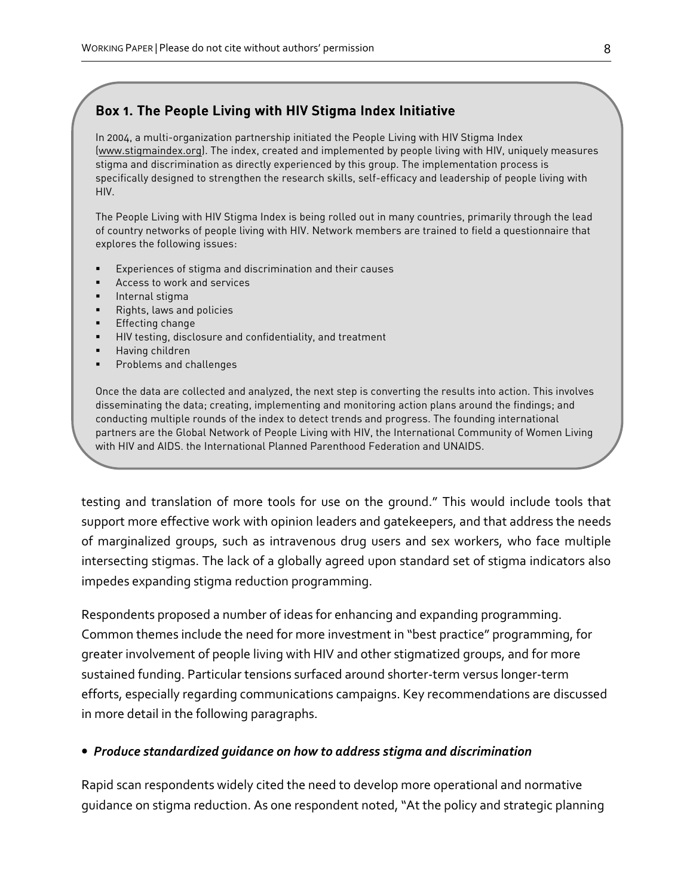### Box 1. The People Living with HIV Stigma Index Initiative

In 2004, a multi-organization partnership initiated the People Living with HIV Stigma Index (www.stigmaindex.org). The index, created and implemented by people living with HIV, uniquely measures stigma and discrimination as directly experienced by this group. The implementation process is specifically designed to strengthen the research skills, self-efficacy and leadership of people living with HIV.

The People Living with HIV Stigma Index is being rolled out in many countries, primarily through the lead of country networks of people living with HIV. Network members are trained to field a questionnaire that explores the following issues:

- Experiences of stigma and discrimination and their causes
- Access to work and services
- Internal stigma
- Rights, laws and policies
- Effecting change
- HIV testing, disclosure and confidentiality, and treatment
- Having children
- Problems and challenges

Once the data are collected and analyzed, the next step is converting the results into action. This involves disseminating the data; creating, implementing and monitoring action plans around the findings; and conducting multiple rounds of the index to detect trends and progress. The founding international partners are the Global Network of People Living with HIV, the International Community of Women Living with HIV and AIDS. the International Planned Parenthood Federation and UNAIDS.

testing and translation of more tools for use on the ground." This would include tools that support more effective work with opinion leaders and gatekeepers, and that address the needs of marginalized groups, such as intravenous drug users and sex workers, who face multiple intersecting stigmas. The lack of a globally agreed upon standard set of stigma indicators also impedes expanding stigma reduction programming.

Respondents proposed a number of ideas for enhancing and expanding programming. Common themes include the need for more investment in "best practice" programming, for greater involvement of people living with HIV and other stigmatized groups, and for more sustained funding. Particular tensions surfaced around shorter-term versus longer-term efforts, especially regarding communications campaigns. Key recommendations are discussed in more detail in the following paragraphs.

- ***Produce standardized guidance on how to address stigma and discrimination***

Rapid scan respondents widely cited the need to develop more operational and normative guidance on stigma reduction. As one respondent noted, "At the policy and strategic planning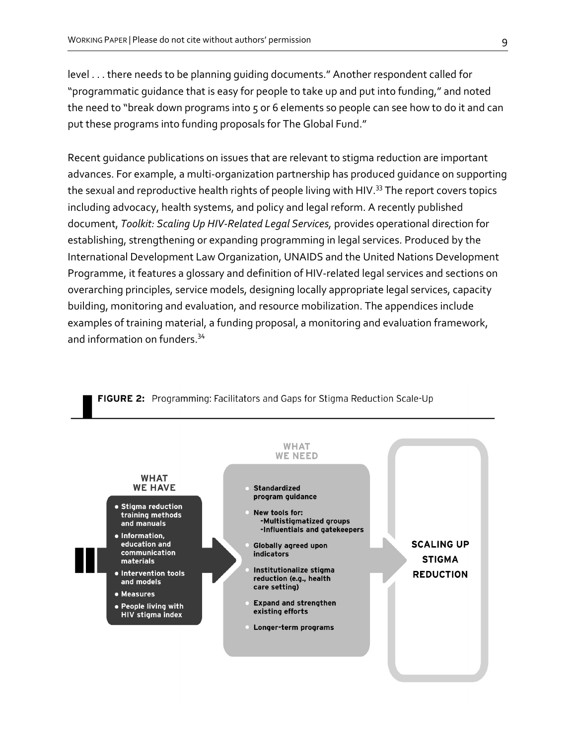level . . . there needs to be planning guiding documents." Another respondent called for "programmatic guidance that is easy for people to take up and put into funding," and noted the need to "break down programs into 5 or 6 elements so people can see how to do it and can put these programs into funding proposals for The Global Fund."

Recent guidance publications on issues that are relevant to stigma reduction are important advances. For example, a multi-organization partnership has produced guidance on supporting the sexual and reproductive health rights of people living with HIV.[33] The report covers topics including advocacy, health systems, and policy and legal reform. A recently published document, *Toolkit: Scaling Up HIV-Related Legal Services,* provides operational direction for establishing, strengthening or expanding programming in legal services. Produced by the International Development Law Organization, UNAIDS and the United Nations Development Programme, it features a glossary and definition of HIV-related legal services and sections on overarching principles, service models, designing locally appropriate legal services, capacity building, monitoring and evaluation, and resource mobilization. The appendices include examples of training material, a funding proposal, a monitoring and evaluation framework, and information on funders.[34]

**FIGURE 2:** Programming: Facilitators and Gaps for Stigma Reduction Scale-Up

**WHAT WE HAVE**

- Stigma reduction training methods and manuals
- Information, education and communication materials
- Intervention tools and models
- Measures
- People living with HIV stigma index

**WHAT WE NEED**

- Standardized program guidance
- New tools for:
  - -Multistigmatized groups
  - -Influentials and gatekeepers
- Globally agreed upon indicators
- Institutionalize stigma reduction (e.g., health care setting)
- Expand and strengthen existing efforts
- Longer-term programs

**SCALING UP STIGMA REDUCTION**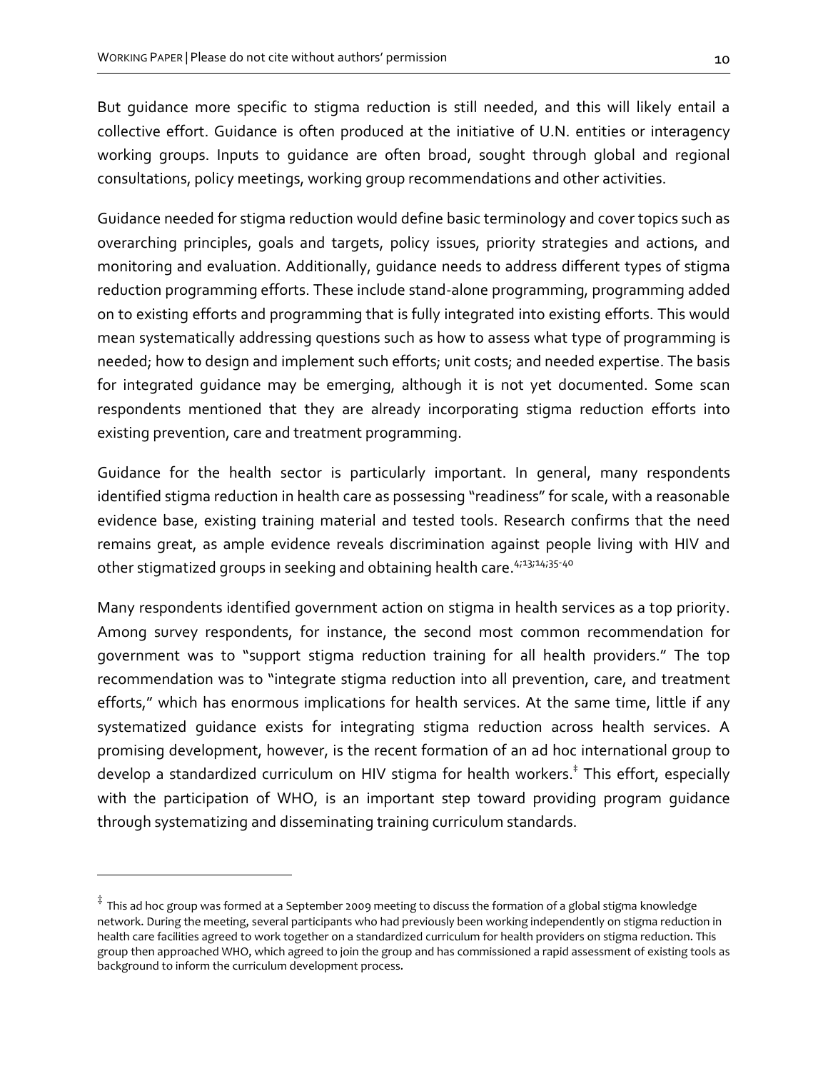But guidance more specific to stigma reduction is still needed, and this will likely entail a collective effort. Guidance is often produced at the initiative of U.N. entities or interagency working groups. Inputs to guidance are often broad, sought through global and regional consultations, policy meetings, working group recommendations and other activities.

Guidance needed for stigma reduction would define basic terminology and cover topics such as overarching principles, goals and targets, policy issues, priority strategies and actions, and monitoring and evaluation. Additionally, guidance needs to address different types of stigma reduction programming efforts. These include stand-alone programming, programming added on to existing efforts and programming that is fully integrated into existing efforts. This would mean systematically addressing questions such as how to assess what type of programming is needed; how to design and implement such efforts; unit costs; and needed expertise. The basis for integrated guidance may be emerging, although it is not yet documented. Some scan respondents mentioned that they are already incorporating stigma reduction efforts into existing prevention, care and treatment programming.

Guidance for the health sector is particularly important. In general, many respondents identified stigma reduction in health care as possessing "readiness" for scale, with a reasonable evidence base, existing training material and tested tools. Research confirms that the need remains great, as ample evidence reveals discrimination against people living with HIV and other stigmatized groups in seeking and obtaining health care.[4;13;14;35-40]

Many respondents identified government action on stigma in health services as a top priority. Among survey respondents, for instance, the second most common recommendation for government was to "support stigma reduction training for all health providers." The top recommendation was to "integrate stigma reduction into all prevention, care, and treatment efforts," which has enormous implications for health services. At the same time, little if any systematized guidance exists for integrating stigma reduction across health services. A promising development, however, is the recent formation of an ad hoc international group to develop a standardized curriculum on HIV stigma for health workers.[‡] This effort, especially with the participation of WHO, is an important step toward providing program guidance through systematizing and disseminating training curriculum standards.

---

[‡] This ad hoc group was formed at a September 2009 meeting to discuss the formation of a global stigma knowledge network. During the meeting, several participants who had previously been working independently on stigma reduction in health care facilities agreed to work together on a standardized curriculum for health providers on stigma reduction. This group then approached WHO, which agreed to join the group and has commissioned a rapid assessment of existing tools as background to inform the curriculum development process.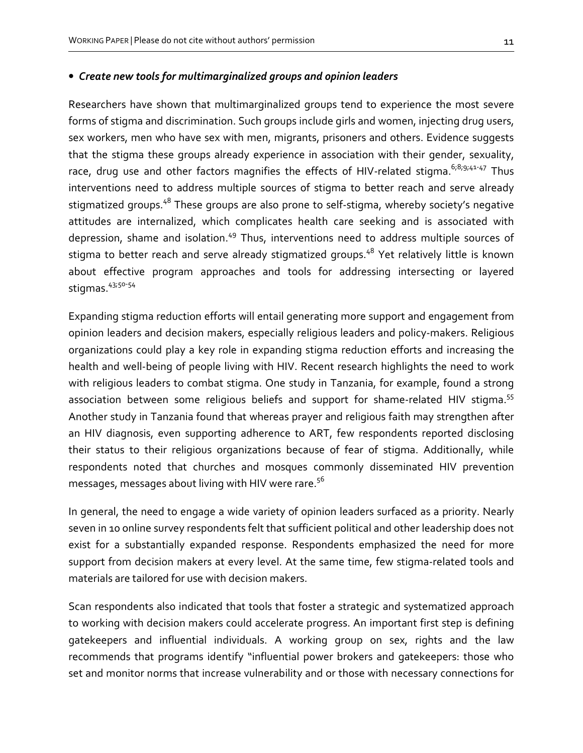- ***Create new tools for multimarginalized groups and opinion leaders***

Researchers have shown that multimarginalized groups tend to experience the most severe forms of stigma and discrimination. Such groups include girls and women, injecting drug users, sex workers, men who have sex with men, migrants, prisoners and others. Evidence suggests that the stigma these groups already experience in association with their gender, sexuality, race, drug use and other factors magnifies the effects of HIV-related stigma.[6;8;9;41-47] Thus interventions need to address multiple sources of stigma to better reach and serve already stigmatized groups.[48] These groups are also prone to self-stigma, whereby society's negative attitudes are internalized, which complicates health care seeking and is associated with depression, shame and isolation.[49] Thus, interventions need to address multiple sources of stigma to better reach and serve already stigmatized groups.[48] Yet relatively little is known about effective program approaches and tools for addressing intersecting or layered stigmas.[43;50-54]

Expanding stigma reduction efforts will entail generating more support and engagement from opinion leaders and decision makers, especially religious leaders and policy-makers. Religious organizations could play a key role in expanding stigma reduction efforts and increasing the health and well-being of people living with HIV. Recent research highlights the need to work with religious leaders to combat stigma. One study in Tanzania, for example, found a strong association between some religious beliefs and support for shame-related HIV stigma.[55] Another study in Tanzania found that whereas prayer and religious faith may strengthen after an HIV diagnosis, even supporting adherence to ART, few respondents reported disclosing their status to their religious organizations because of fear of stigma. Additionally, while respondents noted that churches and mosques commonly disseminated HIV prevention messages, messages about living with HIV were rare.[56]

In general, the need to engage a wide variety of opinion leaders surfaced as a priority. Nearly seven in 10 online survey respondents felt that sufficient political and other leadership does not exist for a substantially expanded response. Respondents emphasized the need for more support from decision makers at every level. At the same time, few stigma-related tools and materials are tailored for use with decision makers.

Scan respondents also indicated that tools that foster a strategic and systematized approach to working with decision makers could accelerate progress. An important first step is defining gatekeepers and influential individuals. A working group on sex, rights and the law recommends that programs identify "influential power brokers and gatekeepers: those who set and monitor norms that increase vulnerability and or those with necessary connections for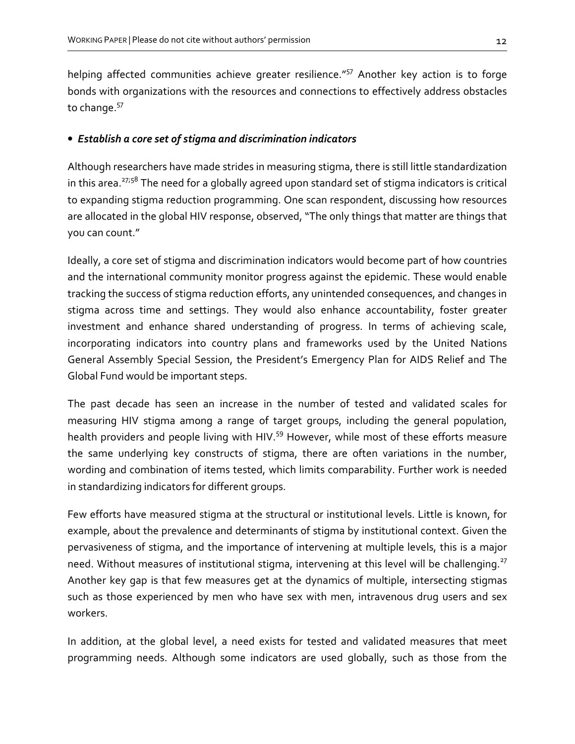helping affected communities achieve greater resilience."[57] Another key action is to forge bonds with organizations with the resources and connections to effectively address obstacles to change.[57]

- ***Establish a core set of stigma and discrimination indicators***

Although researchers have made strides in measuring stigma, there is still little standardization in this area.[27,58] The need for a globally agreed upon standard set of stigma indicators is critical to expanding stigma reduction programming. One scan respondent, discussing how resources are allocated in the global HIV response, observed, "The only things that matter are things that you can count."

Ideally, a core set of stigma and discrimination indicators would become part of how countries and the international community monitor progress against the epidemic. These would enable tracking the success of stigma reduction efforts, any unintended consequences, and changes in stigma across time and settings. They would also enhance accountability, foster greater investment and enhance shared understanding of progress. In terms of achieving scale, incorporating indicators into country plans and frameworks used by the United Nations General Assembly Special Session, the President's Emergency Plan for AIDS Relief and The Global Fund would be important steps.

The past decade has seen an increase in the number of tested and validated scales for measuring HIV stigma among a range of target groups, including the general population, health providers and people living with HIV.[59] However, while most of these efforts measure the same underlying key constructs of stigma, there are often variations in the number, wording and combination of items tested, which limits comparability. Further work is needed in standardizing indicators for different groups.

Few efforts have measured stigma at the structural or institutional levels. Little is known, for example, about the prevalence and determinants of stigma by institutional context. Given the pervasiveness of stigma, and the importance of intervening at multiple levels, this is a major need. Without measures of institutional stigma, intervening at this level will be challenging.[27] Another key gap is that few measures get at the dynamics of multiple, intersecting stigmas such as those experienced by men who have sex with men, intravenous drug users and sex workers.

In addition, at the global level, a need exists for tested and validated measures that meet programming needs. Although some indicators are used globally, such as those from the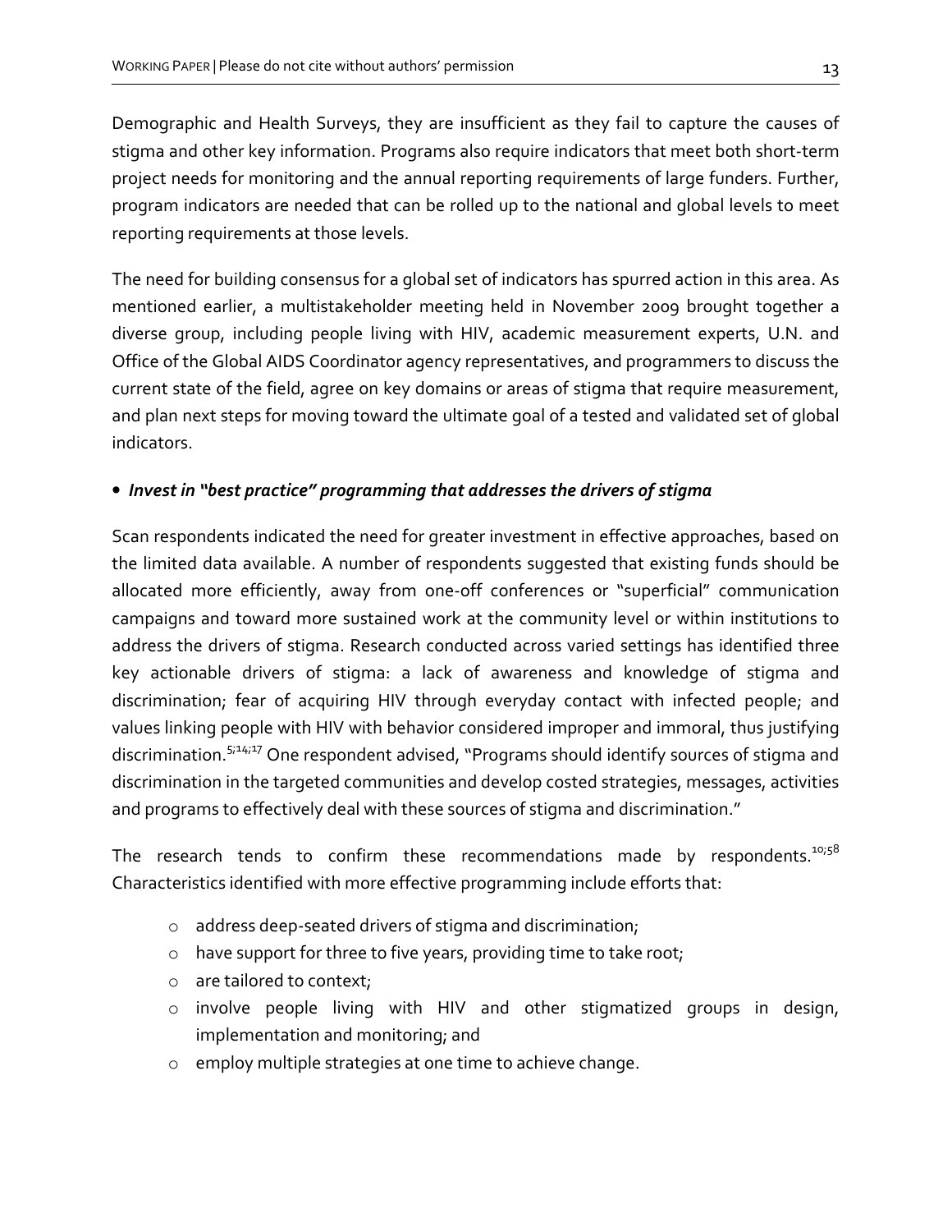Demographic and Health Surveys, they are insufficient as they fail to capture the causes of stigma and other key information. Programs also require indicators that meet both short-term project needs for monitoring and the annual reporting requirements of large funders. Further, program indicators are needed that can be rolled up to the national and global levels to meet reporting requirements at those levels.

The need for building consensus for a global set of indicators has spurred action in this area. As mentioned earlier, a multistakeholder meeting held in November 2009 brought together a diverse group, including people living with HIV, academic measurement experts, U.N. and Office of the Global AIDS Coordinator agency representatives, and programmers to discuss the current state of the field, agree on key domains or areas of stigma that require measurement, and plan next steps for moving toward the ultimate goal of a tested and validated set of global indicators.

- ***Invest in "best practice" programming that addresses the drivers of stigma***

Scan respondents indicated the need for greater investment in effective approaches, based on the limited data available. A number of respondents suggested that existing funds should be allocated more efficiently, away from one-off conferences or "superficial" communication campaigns and toward more sustained work at the community level or within institutions to address the drivers of stigma. Research conducted across varied settings has identified three key actionable drivers of stigma: a lack of awareness and knowledge of stigma and discrimination; fear of acquiring HIV through everyday contact with infected people; and values linking people with HIV with behavior considered improper and immoral, thus justifying discrimination.[5;14;17] One respondent advised, "Programs should identify sources of stigma and discrimination in the targeted communities and develop costed strategies, messages, activities and programs to effectively deal with these sources of stigma and discrimination."

The research tends to confirm these recommendations made by respondents.[10;58] Characteristics identified with more effective programming include efforts that:

- address deep-seated drivers of stigma and discrimination;
- have support for three to five years, providing time to take root;
- are tailored to context;
- involve people living with HIV and other stigmatized groups in design, implementation and monitoring; and
- employ multiple strategies at one time to achieve change.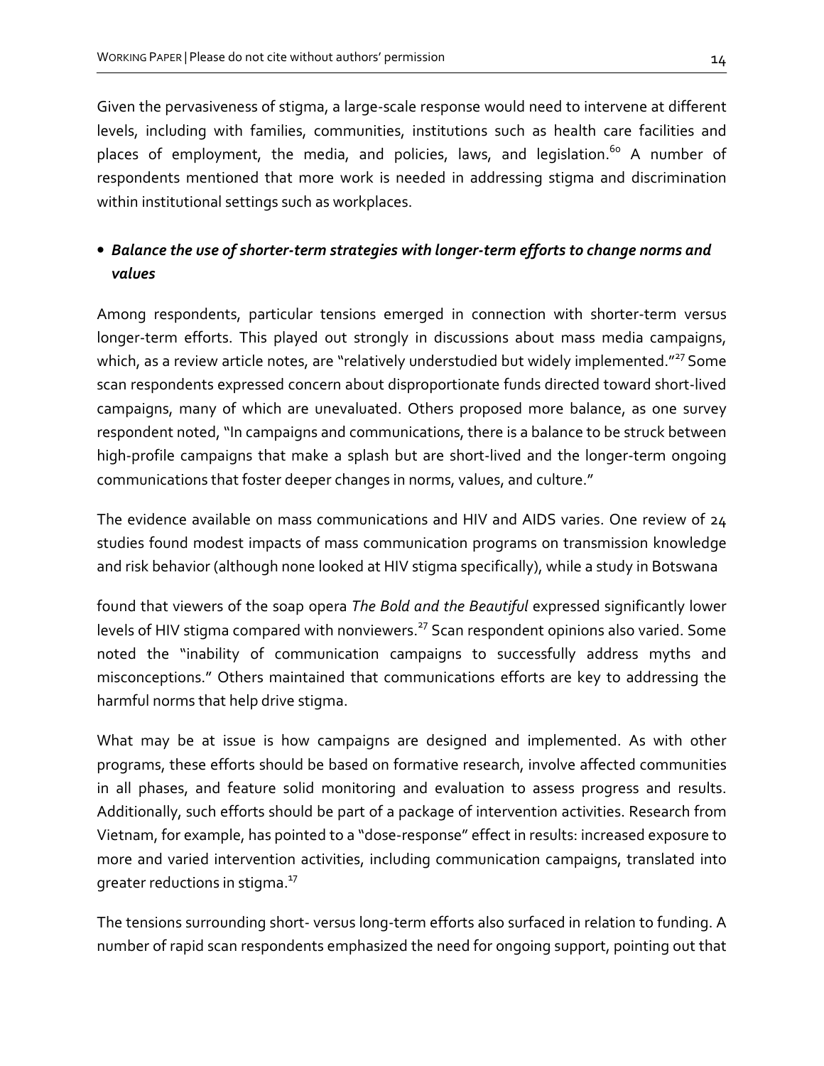Given the pervasiveness of stigma, a large-scale response would need to intervene at different levels, including with families, communities, institutions such as health care facilities and places of employment, the media, and policies, laws, and legislation.[60] A number of respondents mentioned that more work is needed in addressing stigma and discrimination within institutional settings such as workplaces.

- ***Balance the use of shorter-term strategies with longer-term efforts to change norms and values***

Among respondents, particular tensions emerged in connection with shorter-term versus longer-term efforts. This played out strongly in discussions about mass media campaigns, which, as a review article notes, are "relatively understudied but widely implemented."[27] Some scan respondents expressed concern about disproportionate funds directed toward short-lived campaigns, many of which are unevaluated. Others proposed more balance, as one survey respondent noted, "In campaigns and communications, there is a balance to be struck between high-profile campaigns that make a splash but are short-lived and the longer-term ongoing communications that foster deeper changes in norms, values, and culture."

The evidence available on mass communications and HIV and AIDS varies. One review of 24 studies found modest impacts of mass communication programs on transmission knowledge and risk behavior (although none looked at HIV stigma specifically), while a study in Botswana found that viewers of the soap opera *The Bold and the Beautiful* expressed significantly lower levels of HIV stigma compared with nonviewers.[27] Scan respondent opinions also varied. Some noted the "inability of communication campaigns to successfully address myths and misconceptions." Others maintained that communications efforts are key to addressing the harmful norms that help drive stigma.

What may be at issue is how campaigns are designed and implemented. As with other programs, these efforts should be based on formative research, involve affected communities in all phases, and feature solid monitoring and evaluation to assess progress and results. Additionally, such efforts should be part of a package of intervention activities. Research from Vietnam, for example, has pointed to a "dose-response" effect in results: increased exposure to more and varied intervention activities, including communication campaigns, translated into greater reductions in stigma.[17]

The tensions surrounding short- versus long-term efforts also surfaced in relation to funding. A number of rapid scan respondents emphasized the need for ongoing support, pointing out that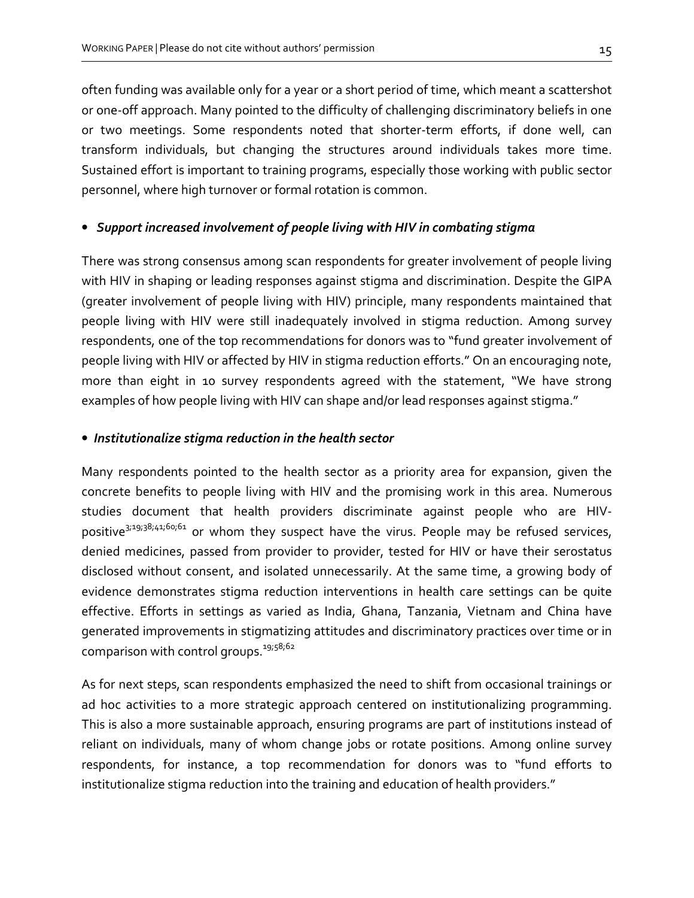often funding was available only for a year or a short period of time, which meant a scattershot or one-off approach. Many pointed to the difficulty of challenging discriminatory beliefs in one or two meetings. Some respondents noted that shorter-term efforts, if done well, can transform individuals, but changing the structures around individuals takes more time. Sustained effort is important to training programs, especially those working with public sector personnel, where high turnover or formal rotation is common.

- ***Support increased involvement of people living with HIV in combating stigma***

There was strong consensus among scan respondents for greater involvement of people living with HIV in shaping or leading responses against stigma and discrimination. Despite the GIPA (greater involvement of people living with HIV) principle, many respondents maintained that people living with HIV were still inadequately involved in stigma reduction. Among survey respondents, one of the top recommendations for donors was to "fund greater involvement of people living with HIV or affected by HIV in stigma reduction efforts." On an encouraging note, more than eight in 10 survey respondents agreed with the statement, "We have strong examples of how people living with HIV can shape and/or lead responses against stigma."

- ***Institutionalize stigma reduction in the health sector***

Many respondents pointed to the health sector as a priority area for expansion, given the concrete benefits to people living with HIV and the promising work in this area. Numerous studies document that health providers discriminate against people who are HIV-positive[3;19;38;41;60;61] or whom they suspect have the virus. People may be refused services, denied medicines, passed from provider to provider, tested for HIV or have their serostatus disclosed without consent, and isolated unnecessarily. At the same time, a growing body of evidence demonstrates stigma reduction interventions in health care settings can be quite effective. Efforts in settings as varied as India, Ghana, Tanzania, Vietnam and China have generated improvements in stigmatizing attitudes and discriminatory practices over time or in comparison with control groups.[19;58;62]

As for next steps, scan respondents emphasized the need to shift from occasional trainings or ad hoc activities to a more strategic approach centered on institutionalizing programming. This is also a more sustainable approach, ensuring programs are part of institutions instead of reliant on individuals, many of whom change jobs or rotate positions. Among online survey respondents, for instance, a top recommendation for donors was to "fund efforts to institutionalize stigma reduction into the training and education of health providers."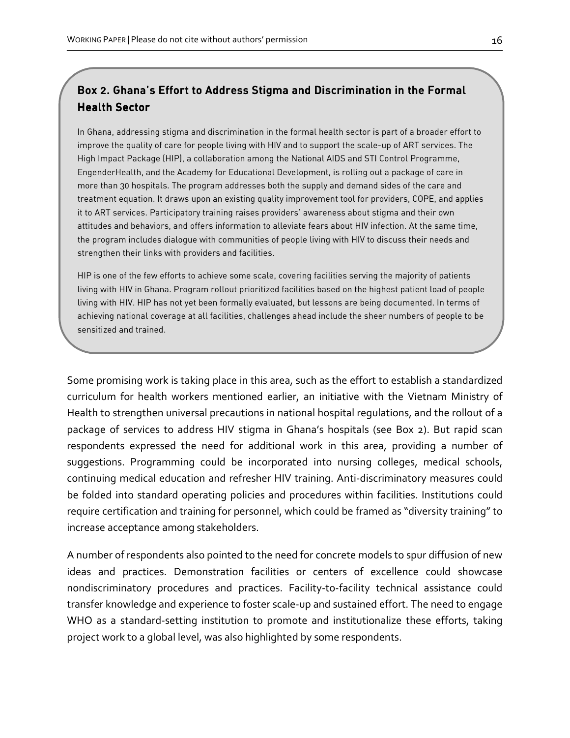### Box 2. Ghana's Effort to Address Stigma and Discrimination in the Formal Health Sector

In Ghana, addressing stigma and discrimination in the formal health sector is part of a broader effort to improve the quality of care for people living with HIV and to support the scale-up of ART services. The High Impact Package (HIP), a collaboration among the National AIDS and STI Control Programme, EngenderHealth, and the Academy for Educational Development, is rolling out a package of care in more than 30 hospitals. The program addresses both the supply and demand sides of the care and treatment equation. It draws upon an existing quality improvement tool for providers, COPE, and applies it to ART services. Participatory training raises providers' awareness about stigma and their own attitudes and behaviors, and offers information to alleviate fears about HIV infection. At the same time, the program includes dialogue with communities of people living with HIV to discuss their needs and strengthen their links with providers and facilities.

HIP is one of the few efforts to achieve some scale, covering facilities serving the majority of patients living with HIV in Ghana. Program rollout prioritized facilities based on the highest patient load of people living with HIV. HIP has not yet been formally evaluated, but lessons are being documented. In terms of achieving national coverage at all facilities, challenges ahead include the sheer numbers of people to be sensitized and trained.

Some promising work is taking place in this area, such as the effort to establish a standardized curriculum for health workers mentioned earlier, an initiative with the Vietnam Ministry of Health to strengthen universal precautions in national hospital regulations, and the rollout of a package of services to address HIV stigma in Ghana's hospitals (see Box 2). But rapid scan respondents expressed the need for additional work in this area, providing a number of suggestions. Programming could be incorporated into nursing colleges, medical schools, continuing medical education and refresher HIV training. Anti-discriminatory measures could be folded into standard operating policies and procedures within facilities. Institutions could require certification and training for personnel, which could be framed as "diversity training" to increase acceptance among stakeholders.

A number of respondents also pointed to the need for concrete models to spur diffusion of new ideas and practices. Demonstration facilities or centers of excellence could showcase nondiscriminatory procedures and practices. Facility-to-facility technical assistance could transfer knowledge and experience to foster scale-up and sustained effort. The need to engage WHO as a standard-setting institution to promote and institutionalize these efforts, taking project work to a global level, was also highlighted by some respondents.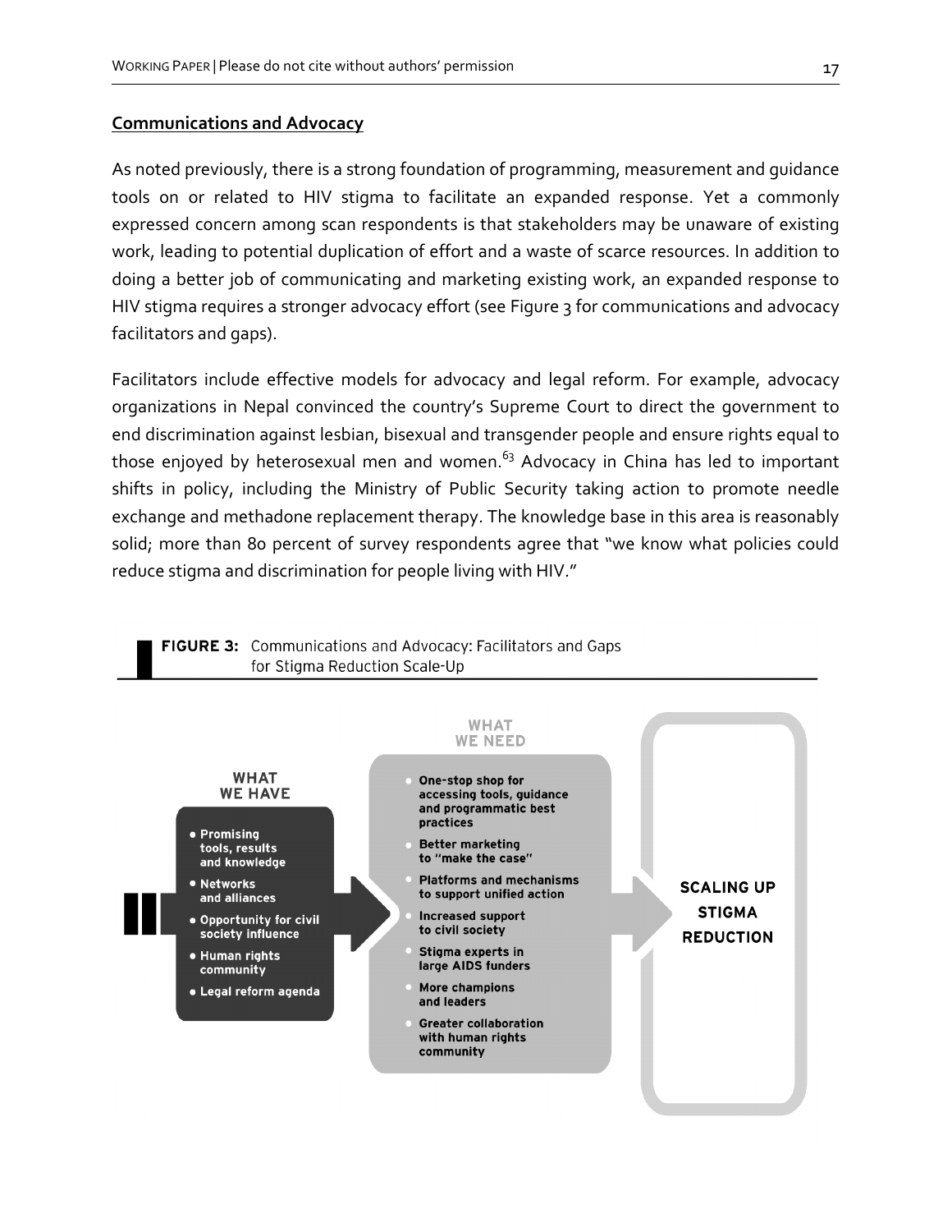**Communications and Advocacy**

As noted previously, there is a strong foundation of programming, measurement and guidance tools on or related to HIV stigma to facilitate an expanded response. Yet a commonly expressed concern among scan respondents is that stakeholders may be unaware of existing work, leading to potential duplication of effort and a waste of scarce resources. In addition to doing a better job of communicating and marketing existing work, an expanded response to HIV stigma requires a stronger advocacy effort (see Figure 3 for communications and advocacy facilitators and gaps).

Facilitators include effective models for advocacy and legal reform. For example, advocacy organizations in Nepal convinced the country's Supreme Court to direct the government to end discrimination against lesbian, bisexual and transgender people and ensure rights equal to those enjoyed by heterosexual men and women.[63] Advocacy in China has led to important shifts in policy, including the Ministry of Public Security taking action to promote needle exchange and methadone replacement therapy. The knowledge base in this area is reasonably solid; more than 80 percent of survey respondents agree that "we know what policies could reduce stigma and discrimination for people living with HIV."

**FIGURE 3:** Communications and Advocacy: Facilitators and Gaps for Stigma Reduction Scale-Up

**WHAT WE HAVE**

- Promising tools, results and knowledge
- Networks and alliances
- Opportunity for civil society influence
- Human rights community
- Legal reform agenda

**WHAT WE NEED**

- One-stop shop for accessing tools, guidance and programmatic best practices
- Better marketing to "make the case"
- Platforms and mechanisms to support unified action
- Increased support to civil society
- Stigma experts in large AIDS funders
- More champions and leaders
- Greater collaboration with human rights community

**SCALING UP STIGMA REDUCTION**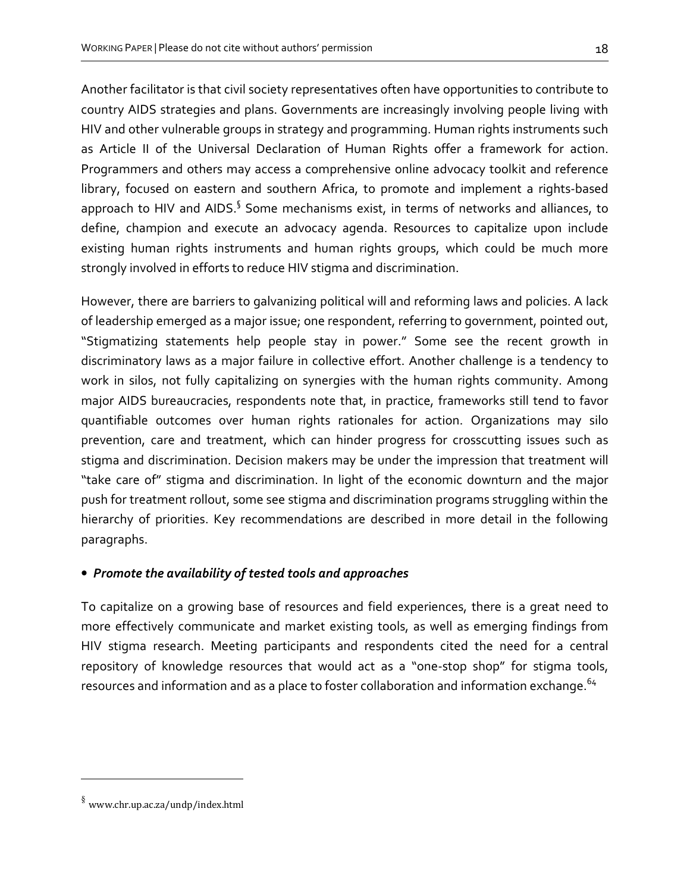Another facilitator is that civil society representatives often have opportunities to contribute to country AIDS strategies and plans. Governments are increasingly involving people living with HIV and other vulnerable groups in strategy and programming. Human rights instruments such as Article II of the Universal Declaration of Human Rights offer a framework for action. Programmers and others may access a comprehensive online advocacy toolkit and reference library, focused on eastern and southern Africa, to promote and implement a rights-based approach to HIV and AIDS.[§] Some mechanisms exist, in terms of networks and alliances, to define, champion and execute an advocacy agenda. Resources to capitalize upon include existing human rights instruments and human rights groups, which could be much more strongly involved in efforts to reduce HIV stigma and discrimination.

However, there are barriers to galvanizing political will and reforming laws and policies. A lack of leadership emerged as a major issue; one respondent, referring to government, pointed out, "Stigmatizing statements help people stay in power." Some see the recent growth in discriminatory laws as a major failure in collective effort. Another challenge is a tendency to work in silos, not fully capitalizing on synergies with the human rights community. Among major AIDS bureaucracies, respondents note that, in practice, frameworks still tend to favor quantifiable outcomes over human rights rationales for action. Organizations may silo prevention, care and treatment, which can hinder progress for crosscutting issues such as stigma and discrimination. Decision makers may be under the impression that treatment will "take care of" stigma and discrimination. In light of the economic downturn and the major push for treatment rollout, some see stigma and discrimination programs struggling within the hierarchy of priorities. Key recommendations are described in more detail in the following paragraphs.

- ***Promote the availability of tested tools and approaches***

To capitalize on a growing base of resources and field experiences, there is a great need to more effectively communicate and market existing tools, as well as emerging findings from HIV stigma research. Meeting participants and respondents cited the need for a central repository of knowledge resources that would act as a "one-stop shop" for stigma tools, resources and information and as a place to foster collaboration and information exchange.[64]

---

[§] www.chr.up.ac.za/undp/index.html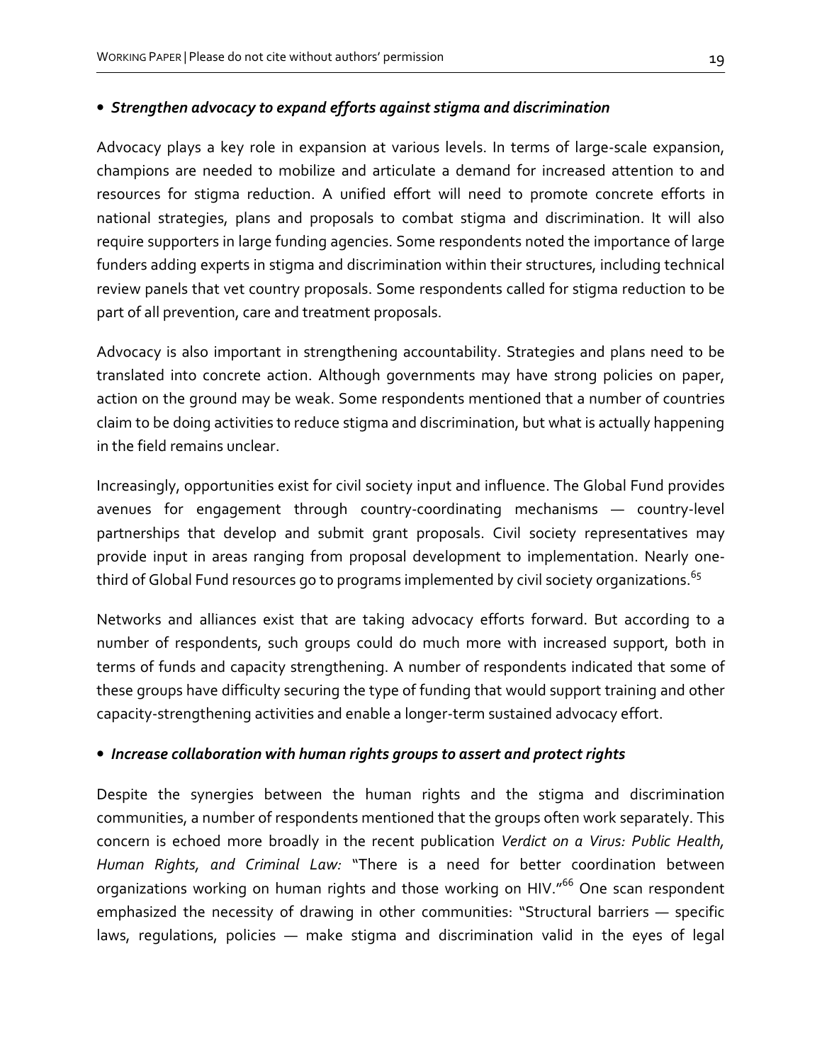- ***Strengthen advocacy to expand efforts against stigma and discrimination***

Advocacy plays a key role in expansion at various levels. In terms of large-scale expansion, champions are needed to mobilize and articulate a demand for increased attention to and resources for stigma reduction. A unified effort will need to promote concrete efforts in national strategies, plans and proposals to combat stigma and discrimination. It will also require supporters in large funding agencies. Some respondents noted the importance of large funders adding experts in stigma and discrimination within their structures, including technical review panels that vet country proposals. Some respondents called for stigma reduction to be part of all prevention, care and treatment proposals.

Advocacy is also important in strengthening accountability. Strategies and plans need to be translated into concrete action. Although governments may have strong policies on paper, action on the ground may be weak. Some respondents mentioned that a number of countries claim to be doing activities to reduce stigma and discrimination, but what is actually happening in the field remains unclear.

Increasingly, opportunities exist for civil society input and influence. The Global Fund provides avenues for engagement through country-coordinating mechanisms — country-level partnerships that develop and submit grant proposals. Civil society representatives may provide input in areas ranging from proposal development to implementation. Nearly one-third of Global Fund resources go to programs implemented by civil society organizations.[65]

Networks and alliances exist that are taking advocacy efforts forward. But according to a number of respondents, such groups could do much more with increased support, both in terms of funds and capacity strengthening. A number of respondents indicated that some of these groups have difficulty securing the type of funding that would support training and other capacity-strengthening activities and enable a longer-term sustained advocacy effort.

- ***Increase collaboration with human rights groups to assert and protect rights***

Despite the synergies between the human rights and the stigma and discrimination communities, a number of respondents mentioned that the groups often work separately. This concern is echoed more broadly in the recent publication *Verdict on a Virus: Public Health, Human Rights, and Criminal Law:* "There is a need for better coordination between organizations working on human rights and those working on HIV."[66] One scan respondent emphasized the necessity of drawing in other communities: "Structural barriers — specific laws, regulations, policies — make stigma and discrimination valid in the eyes of legal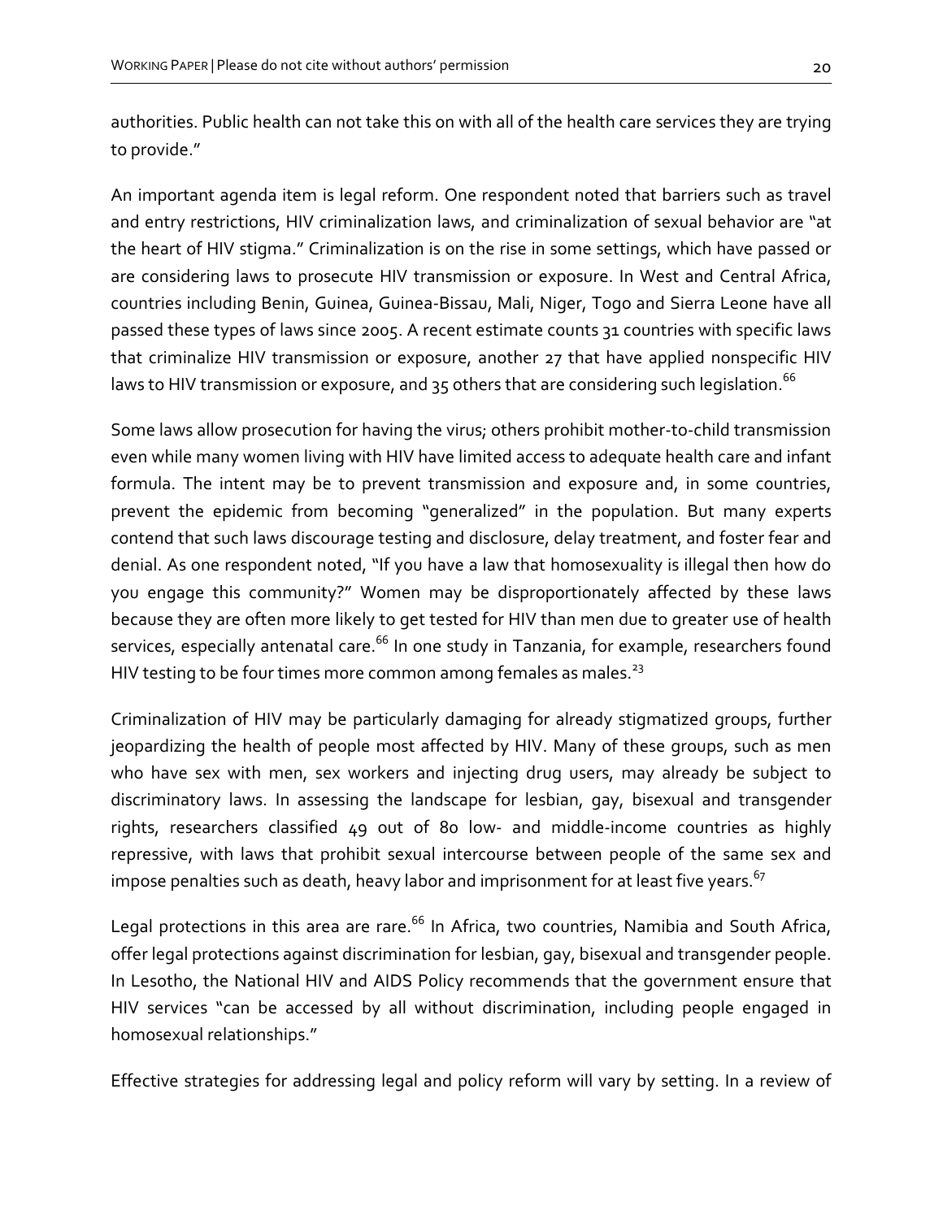authorities. Public health can not take this on with all of the health care services they are trying to provide."

An important agenda item is legal reform. One respondent noted that barriers such as travel and entry restrictions, HIV criminalization laws, and criminalization of sexual behavior are "at the heart of HIV stigma." Criminalization is on the rise in some settings, which have passed or are considering laws to prosecute HIV transmission or exposure. In West and Central Africa, countries including Benin, Guinea, Guinea-Bissau, Mali, Niger, Togo and Sierra Leone have all passed these types of laws since 2005. A recent estimate counts 31 countries with specific laws that criminalize HIV transmission or exposure, another 27 that have applied nonspecific HIV laws to HIV transmission or exposure, and 35 others that are considering such legislation.[66]

Some laws allow prosecution for having the virus; others prohibit mother-to-child transmission even while many women living with HIV have limited access to adequate health care and infant formula. The intent may be to prevent transmission and exposure and, in some countries, prevent the epidemic from becoming "generalized" in the population. But many experts contend that such laws discourage testing and disclosure, delay treatment, and foster fear and denial. As one respondent noted, "If you have a law that homosexuality is illegal then how do you engage this community?" Women may be disproportionately affected by these laws because they are often more likely to get tested for HIV than men due to greater use of health services, especially antenatal care.[66] In one study in Tanzania, for example, researchers found HIV testing to be four times more common among females as males.[23]

Criminalization of HIV may be particularly damaging for already stigmatized groups, further jeopardizing the health of people most affected by HIV. Many of these groups, such as men who have sex with men, sex workers and injecting drug users, may already be subject to discriminatory laws. In assessing the landscape for lesbian, gay, bisexual and transgender rights, researchers classified 49 out of 80 low- and middle-income countries as highly repressive, with laws that prohibit sexual intercourse between people of the same sex and impose penalties such as death, heavy labor and imprisonment for at least five years.[67]

Legal protections in this area are rare.[66] In Africa, two countries, Namibia and South Africa, offer legal protections against discrimination for lesbian, gay, bisexual and transgender people. In Lesotho, the National HIV and AIDS Policy recommends that the government ensure that HIV services "can be accessed by all without discrimination, including people engaged in homosexual relationships."

Effective strategies for addressing legal and policy reform will vary by setting. In a review of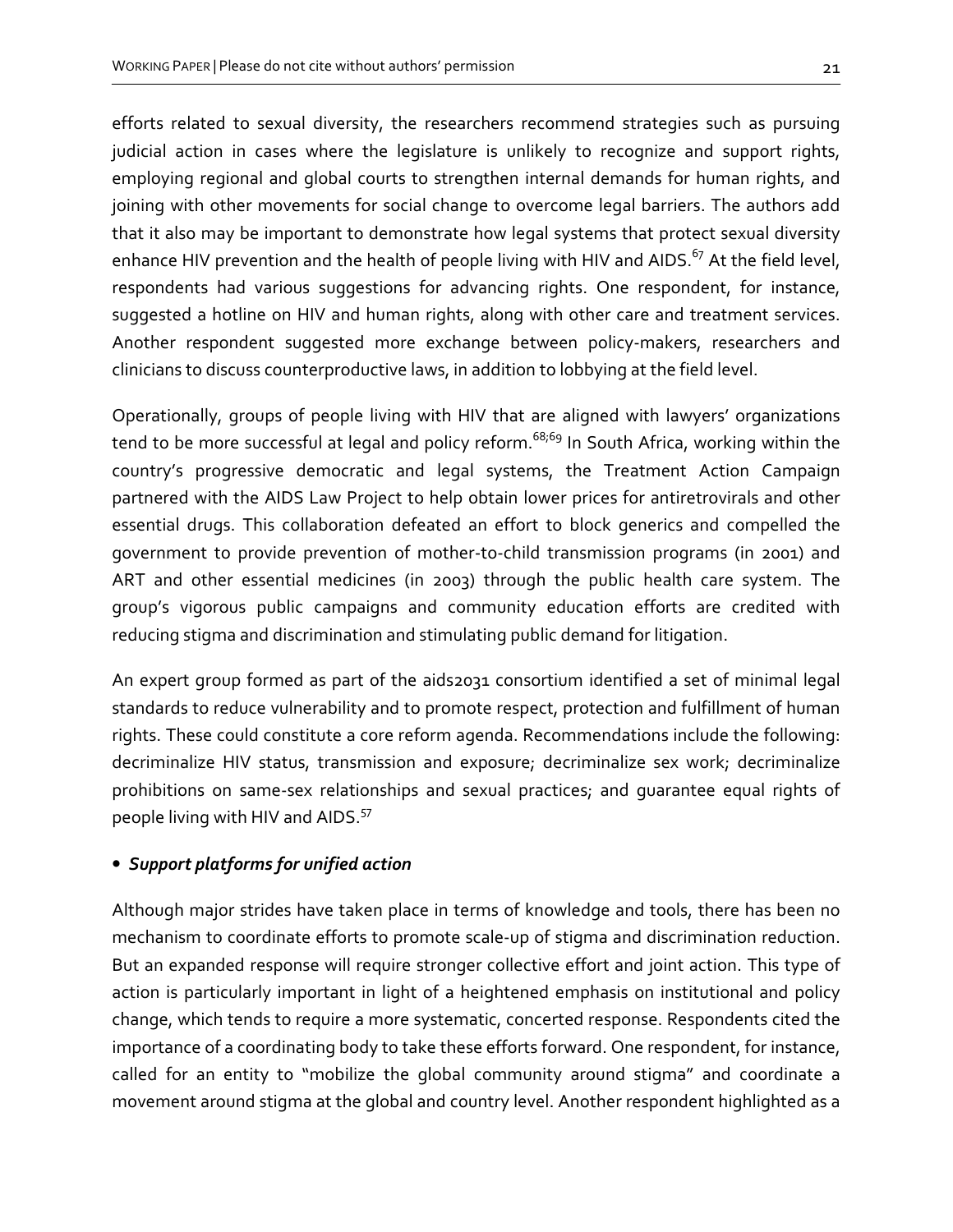efforts related to sexual diversity, the researchers recommend strategies such as pursuing judicial action in cases where the legislature is unlikely to recognize and support rights, employing regional and global courts to strengthen internal demands for human rights, and joining with other movements for social change to overcome legal barriers. The authors add that it also may be important to demonstrate how legal systems that protect sexual diversity enhance HIV prevention and the health of people living with HIV and AIDS.[67] At the field level, respondents had various suggestions for advancing rights. One respondent, for instance, suggested a hotline on HIV and human rights, along with other care and treatment services. Another respondent suggested more exchange between policy-makers, researchers and clinicians to discuss counterproductive laws, in addition to lobbying at the field level.

Operationally, groups of people living with HIV that are aligned with lawyers' organizations tend to be more successful at legal and policy reform.[68;69] In South Africa, working within the country's progressive democratic and legal systems, the Treatment Action Campaign partnered with the AIDS Law Project to help obtain lower prices for antiretrovirals and other essential drugs. This collaboration defeated an effort to block generics and compelled the government to provide prevention of mother-to-child transmission programs (in 2001) and ART and other essential medicines (in 2003) through the public health care system. The group's vigorous public campaigns and community education efforts are credited with reducing stigma and discrimination and stimulating public demand for litigation.

An expert group formed as part of the aids2031 consortium identified a set of minimal legal standards to reduce vulnerability and to promote respect, protection and fulfillment of human rights. These could constitute a core reform agenda. Recommendations include the following: decriminalize HIV status, transmission and exposure; decriminalize sex work; decriminalize prohibitions on same-sex relationships and sexual practices; and guarantee equal rights of people living with HIV and AIDS.[57]

- ***Support platforms for unified action***

Although major strides have taken place in terms of knowledge and tools, there has been no mechanism to coordinate efforts to promote scale-up of stigma and discrimination reduction. But an expanded response will require stronger collective effort and joint action. This type of action is particularly important in light of a heightened emphasis on institutional and policy change, which tends to require a more systematic, concerted response. Respondents cited the importance of a coordinating body to take these efforts forward. One respondent, for instance, called for an entity to "mobilize the global community around stigma" and coordinate a movement around stigma at the global and country level. Another respondent highlighted as a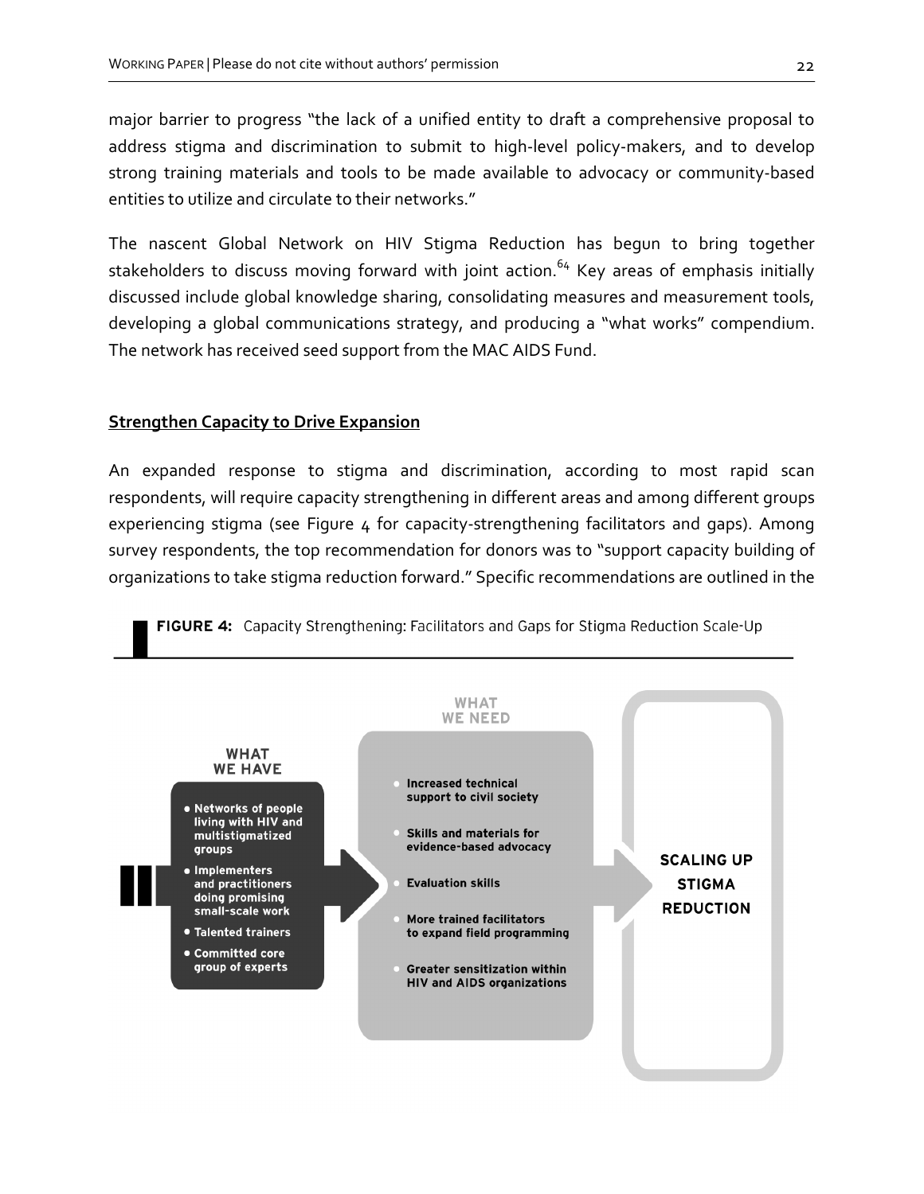major barrier to progress "the lack of a unified entity to draft a comprehensive proposal to address stigma and discrimination to submit to high-level policy-makers, and to develop strong training materials and tools to be made available to advocacy or community-based entities to utilize and circulate to their networks."

The nascent Global Network on HIV Stigma Reduction has begun to bring together stakeholders to discuss moving forward with joint action.[64] Key areas of emphasis initially discussed include global knowledge sharing, consolidating measures and measurement tools, developing a global communications strategy, and producing a "what works" compendium. The network has received seed support from the MAC AIDS Fund.

## Strengthen Capacity to Drive Expansion

An expanded response to stigma and discrimination, according to most rapid scan respondents, will require capacity strengthening in different areas and among different groups experiencing stigma (see Figure 4 for capacity-strengthening facilitators and gaps). Among survey respondents, the top recommendation for donors was to "support capacity building of organizations to take stigma reduction forward." Specific recommendations are outlined in the

**FIGURE 4:** Capacity Strengthening: Facilitators and Gaps for Stigma Reduction Scale-Up

**WHAT WE HAVE**

- Networks of people living with HIV and multistigmatized groups
- Implementers and practitioners doing promising small-scale work
- Talented trainers
- Committed core group of experts

**WHAT WE NEED**

- Increased technical support to civil society
- Skills and materials for evidence-based advocacy
- Evaluation skills
- More trained facilitators to expand field programming
- Greater sensitization within HIV and AIDS organizations

**SCALING UP STIGMA REDUCTION**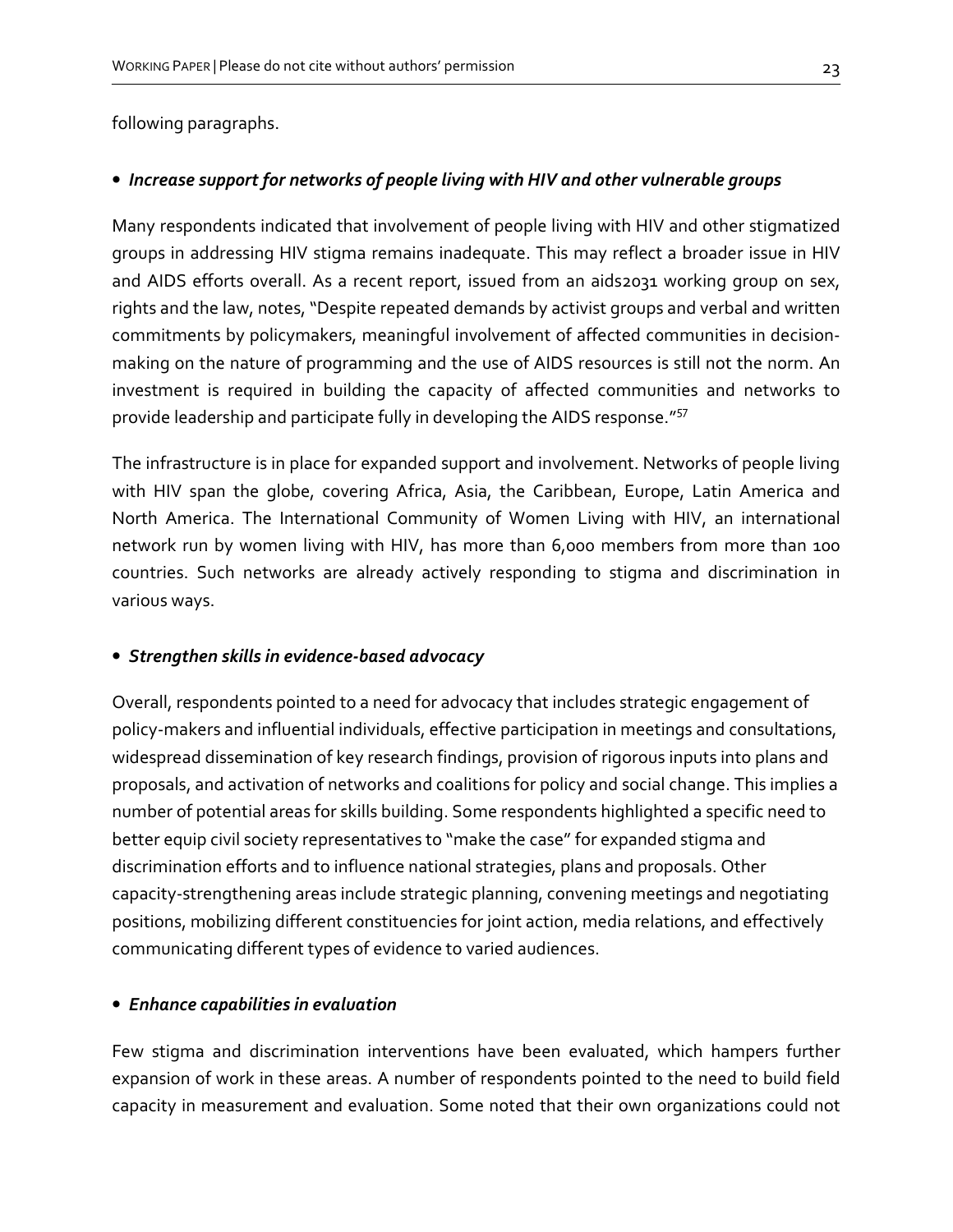following paragraphs.

- ***Increase support for networks of people living with HIV and other vulnerable groups***

Many respondents indicated that involvement of people living with HIV and other stigmatized groups in addressing HIV stigma remains inadequate. This may reflect a broader issue in HIV and AIDS efforts overall. As a recent report, issued from an aids2031 working group on sex, rights and the law, notes, "Despite repeated demands by activist groups and verbal and written commitments by policymakers, meaningful involvement of affected communities in decision-making on the nature of programming and the use of AIDS resources is still not the norm. An investment is required in building the capacity of affected communities and networks to provide leadership and participate fully in developing the AIDS response."[57]

The infrastructure is in place for expanded support and involvement. Networks of people living with HIV span the globe, covering Africa, Asia, the Caribbean, Europe, Latin America and North America. The International Community of Women Living with HIV, an international network run by women living with HIV, has more than 6,000 members from more than 100 countries. Such networks are already actively responding to stigma and discrimination in various ways.

- ***Strengthen skills in evidence-based advocacy***

Overall, respondents pointed to a need for advocacy that includes strategic engagement of policy-makers and influential individuals, effective participation in meetings and consultations, widespread dissemination of key research findings, provision of rigorous inputs into plans and proposals, and activation of networks and coalitions for policy and social change. This implies a number of potential areas for skills building. Some respondents highlighted a specific need to better equip civil society representatives to "make the case" for expanded stigma and discrimination efforts and to influence national strategies, plans and proposals. Other capacity-strengthening areas include strategic planning, convening meetings and negotiating positions, mobilizing different constituencies for joint action, media relations, and effectively communicating different types of evidence to varied audiences.

- ***Enhance capabilities in evaluation***

Few stigma and discrimination interventions have been evaluated, which hampers further expansion of work in these areas. A number of respondents pointed to the need to build field capacity in measurement and evaluation. Some noted that their own organizations could not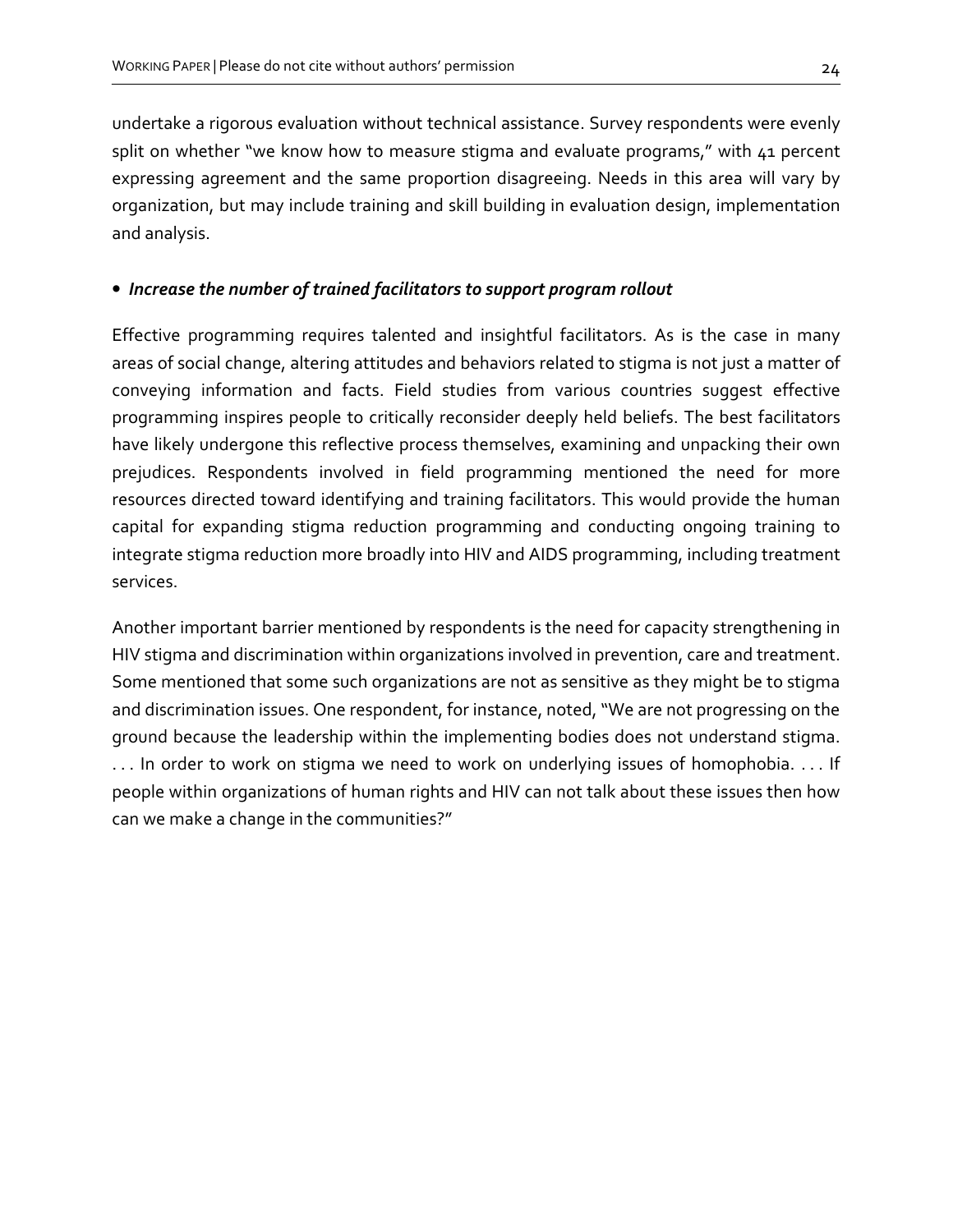undertake a rigorous evaluation without technical assistance. Survey respondents were evenly split on whether "we know how to measure stigma and evaluate programs," with 41 percent expressing agreement and the same proportion disagreeing. Needs in this area will vary by organization, but may include training and skill building in evaluation design, implementation and analysis.

- ***Increase the number of trained facilitators to support program rollout***

Effective programming requires talented and insightful facilitators. As is the case in many areas of social change, altering attitudes and behaviors related to stigma is not just a matter of conveying information and facts. Field studies from various countries suggest effective programming inspires people to critically reconsider deeply held beliefs. The best facilitators have likely undergone this reflective process themselves, examining and unpacking their own prejudices. Respondents involved in field programming mentioned the need for more resources directed toward identifying and training facilitators. This would provide the human capital for expanding stigma reduction programming and conducting ongoing training to integrate stigma reduction more broadly into HIV and AIDS programming, including treatment services.

Another important barrier mentioned by respondents is the need for capacity strengthening in HIV stigma and discrimination within organizations involved in prevention, care and treatment. Some mentioned that some such organizations are not as sensitive as they might be to stigma and discrimination issues. One respondent, for instance, noted, "We are not progressing on the ground because the leadership within the implementing bodies does not understand stigma. . . . In order to work on stigma we need to work on underlying issues of homophobia. . . . If people within organizations of human rights and HIV can not talk about these issues then how can we make a change in the communities?"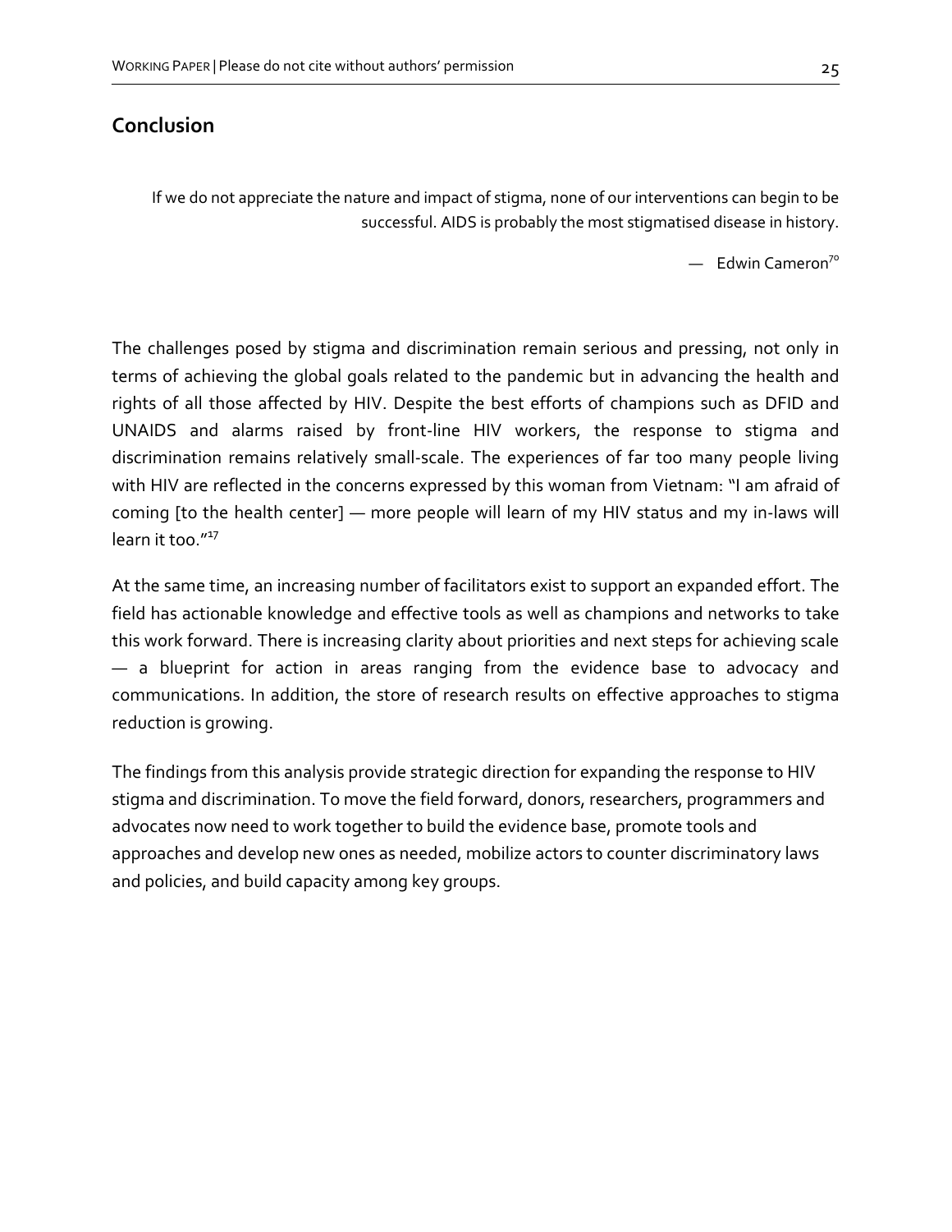## Conclusion

> If we do not appreciate the nature and impact of stigma, none of our interventions can begin to be successful. AIDS is probably the most stigmatised disease in history.
>
> — Edwin Cameron[70]

The challenges posed by stigma and discrimination remain serious and pressing, not only in terms of achieving the global goals related to the pandemic but in advancing the health and rights of all those affected by HIV. Despite the best efforts of champions such as DFID and UNAIDS and alarms raised by front-line HIV workers, the response to stigma and discrimination remains relatively small-scale. The experiences of far too many people living with HIV are reflected in the concerns expressed by this woman from Vietnam: "I am afraid of coming [to the health center] — more people will learn of my HIV status and my in-laws will learn it too."[17]

At the same time, an increasing number of facilitators exist to support an expanded effort. The field has actionable knowledge and effective tools as well as champions and networks to take this work forward. There is increasing clarity about priorities and next steps for achieving scale — a blueprint for action in areas ranging from the evidence base to advocacy and communications. In addition, the store of research results on effective approaches to stigma reduction is growing.

The findings from this analysis provide strategic direction for expanding the response to HIV stigma and discrimination. To move the field forward, donors, researchers, programmers and advocates now need to work together to build the evidence base, promote tools and approaches and develop new ones as needed, mobilize actors to counter discriminatory laws and policies, and build capacity among key groups.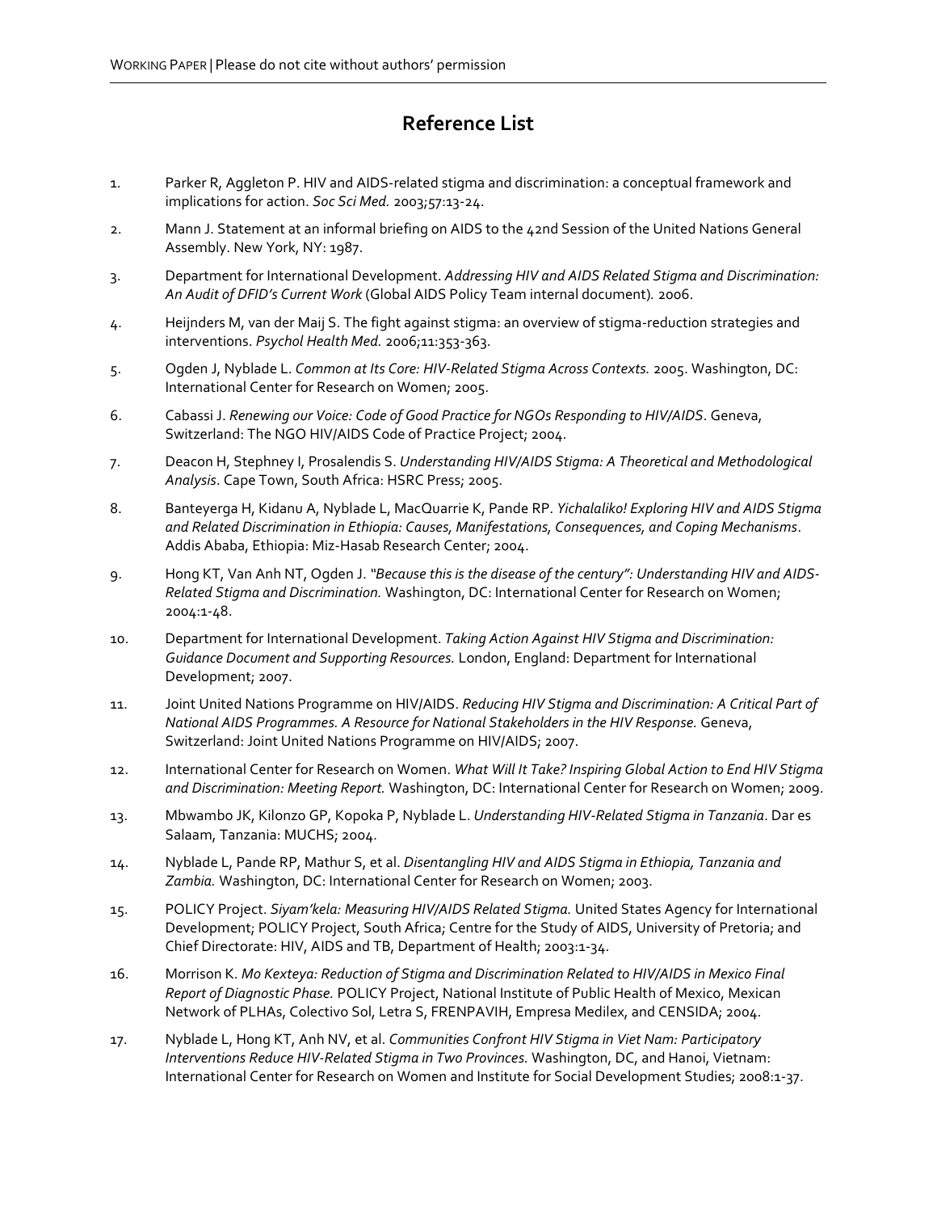## Reference List

1. Parker R, Aggleton P. HIV and AIDS-related stigma and discrimination: a conceptual framework and implications for action. *Soc Sci Med.* 2003;57:13-24.
2. Mann J. Statement at an informal briefing on AIDS to the 42nd Session of the United Nations General Assembly. New York, NY: 1987.
3. Department for International Development. *Addressing HIV and AIDS Related Stigma and Discrimination: An Audit of DFID's Current Work* (Global AIDS Policy Team internal document)*.* 2006.
4. Heijnders M, van der Maij S. The fight against stigma: an overview of stigma-reduction strategies and interventions. *Psychol Health Med.* 2006;11:353-363.
5. Ogden J, Nyblade L. *Common at Its Core: HIV-Related Stigma Across Contexts.* 2005. Washington, DC: International Center for Research on Women; 2005.
6. Cabassi J. *Renewing our Voice: Code of Good Practice for NGOs Responding to HIV/AIDS*. Geneva, Switzerland: The NGO HIV/AIDS Code of Practice Project; 2004.
7. Deacon H, Stephney I, Prosalendis S. *Understanding HIV/AIDS Stigma: A Theoretical and Methodological Analysis*. Cape Town, South Africa: HSRC Press; 2005.
8. Banteyerga H, Kidanu A, Nyblade L, MacQuarrie K, Pande RP. *Yichalaliko! Exploring HIV and AIDS Stigma and Related Discrimination in Ethiopia: Causes, Manifestations, Consequences, and Coping Mechanisms*. Addis Ababa, Ethiopia: Miz-Hasab Research Center; 2004.
9. Hong KT, Van Anh NT, Ogden J. *"Because this is the disease of the century": Understanding HIV and AIDS-Related Stigma and Discrimination.* Washington, DC: International Center for Research on Women; 2004:1-48.
10. Department for International Development. *Taking Action Against HIV Stigma and Discrimination: Guidance Document and Supporting Resources.* London, England: Department for International Development; 2007.
11. Joint United Nations Programme on HIV/AIDS. *Reducing HIV Stigma and Discrimination: A Critical Part of National AIDS Programmes. A Resource for National Stakeholders in the HIV Response.* Geneva, Switzerland: Joint United Nations Programme on HIV/AIDS; 2007.
12. International Center for Research on Women. *What Will It Take? Inspiring Global Action to End HIV Stigma and Discrimination: Meeting Report.* Washington, DC: International Center for Research on Women; 2009.
13. Mbwambo JK, Kilonzo GP, Kopoka P, Nyblade L. *Understanding HIV-Related Stigma in Tanzania*. Dar es Salaam, Tanzania: MUCHS; 2004.
14. Nyblade L, Pande RP, Mathur S, et al. *Disentangling HIV and AIDS Stigma in Ethiopia, Tanzania and Zambia.* Washington, DC: International Center for Research on Women; 2003.
15. POLICY Project. *Siyam'kela: Measuring HIV/AIDS Related Stigma.* United States Agency for International Development; POLICY Project, South Africa; Centre for the Study of AIDS, University of Pretoria; and Chief Directorate: HIV, AIDS and TB, Department of Health; 2003:1-34.
16. Morrison K. *Mo Kexteya: Reduction of Stigma and Discrimination Related to HIV/AIDS in Mexico Final Report of Diagnostic Phase.* POLICY Project, National Institute of Public Health of Mexico, Mexican Network of PLHAs, Colectivo Sol, Letra S, FRENPAVIH, Empresa Medilex, and CENSIDA; 2004.
17. Nyblade L, Hong KT, Anh NV, et al. *Communities Confront HIV Stigma in Viet Nam: Participatory Interventions Reduce HIV-Related Stigma in Two Provinces.* Washington, DC, and Hanoi, Vietnam: International Center for Research on Women and Institute for Social Development Studies; 2008:1-37.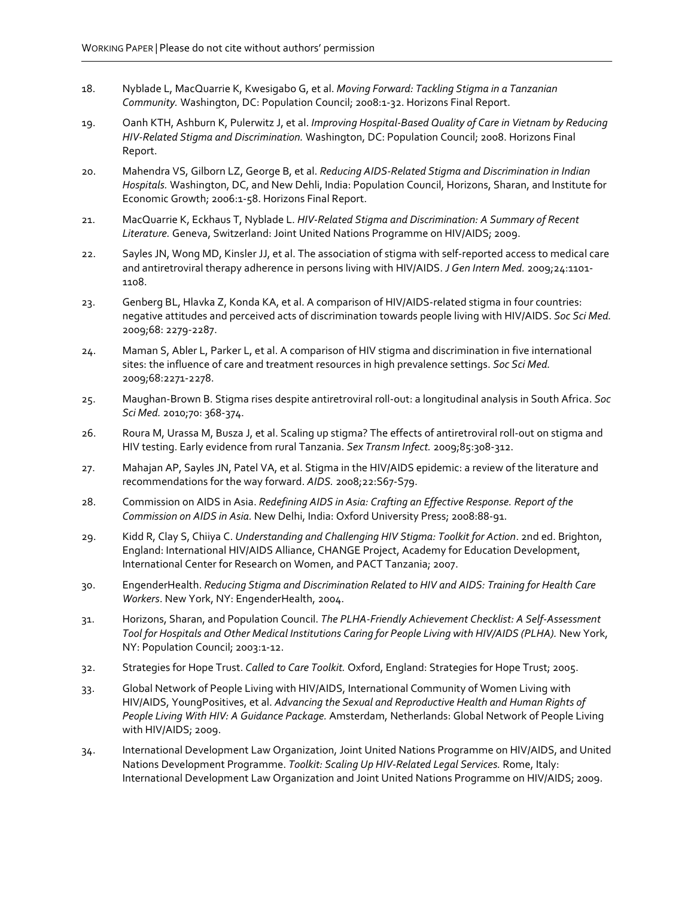18. Nyblade L, MacQuarrie K, Kwesigabo G, et al. *Moving Forward: Tackling Stigma in a Tanzanian Community.* Washington, DC: Population Council; 2008:1-32. Horizons Final Report.

19. Oanh KTH, Ashburn K, Pulerwitz J, et al. *Improving Hospital-Based Quality of Care in Vietnam by Reducing HIV-Related Stigma and Discrimination.* Washington, DC: Population Council; 2008. Horizons Final Report.

20. Mahendra VS, Gilborn LZ, George B, et al. *Reducing AIDS-Related Stigma and Discrimination in Indian Hospitals.* Washington, DC, and New Dehli, India: Population Council, Horizons, Sharan, and Institute for Economic Growth; 2006:1-58. Horizons Final Report.

21. MacQuarrie K, Eckhaus T, Nyblade L. *HIV-Related Stigma and Discrimination: A Summary of Recent Literature.* Geneva, Switzerland: Joint United Nations Programme on HIV/AIDS; 2009.

22. Sayles JN, Wong MD, Kinsler JJ, et al. The association of stigma with self-reported access to medical care and antiretroviral therapy adherence in persons living with HIV/AIDS. *J Gen Intern Med.* 2009;24:1101-1108.

23. Genberg BL, Hlavka Z, Konda KA, et al. A comparison of HIV/AIDS-related stigma in four countries: negative attitudes and perceived acts of discrimination towards people living with HIV/AIDS. *Soc Sci Med.* 2009;68: 2279-2287.

24. Maman S, Abler L, Parker L, et al. A comparison of HIV stigma and discrimination in five international sites: the influence of care and treatment resources in high prevalence settings. *Soc Sci Med.* 2009;68:2271-2278.

25. Maughan-Brown B. Stigma rises despite antiretroviral roll-out: a longitudinal analysis in South Africa. *Soc Sci Med.* 2010;70: 368-374.

26. Roura M, Urassa M, Busza J, et al. Scaling up stigma? The effects of antiretroviral roll-out on stigma and HIV testing. Early evidence from rural Tanzania. *Sex Transm Infect.* 2009;85:308-312.

27. Mahajan AP, Sayles JN, Patel VA, et al. Stigma in the HIV/AIDS epidemic: a review of the literature and recommendations for the way forward. *AIDS.* 2008;22:S67-S79.

28. Commission on AIDS in Asia. *Redefining AIDS in Asia: Crafting an Effective Response. Report of the Commission on AIDS in Asia.* New Delhi, India: Oxford University Press; 2008:88-91.

29. Kidd R, Clay S, Chiiya C. *Understanding and Challenging HIV Stigma: Toolkit for Action*. 2nd ed. Brighton, England: International HIV/AIDS Alliance, CHANGE Project, Academy for Education Development, International Center for Research on Women, and PACT Tanzania; 2007.

30. EngenderHealth. *Reducing Stigma and Discrimination Related to HIV and AIDS: Training for Health Care Workers*. New York, NY: EngenderHealth, 2004.

31. Horizons, Sharan, and Population Council. *The PLHA-Friendly Achievement Checklist: A Self-Assessment Tool for Hospitals and Other Medical Institutions Caring for People Living with HIV/AIDS (PLHA).* New York, NY: Population Council; 2003:1-12.

32. Strategies for Hope Trust. *Called to Care Toolkit.* Oxford, England: Strategies for Hope Trust; 2005.

33. Global Network of People Living with HIV/AIDS, International Community of Women Living with HIV/AIDS, YoungPositives, et al. *Advancing the Sexual and Reproductive Health and Human Rights of People Living With HIV: A Guidance Package.* Amsterdam, Netherlands: Global Network of People Living with HIV/AIDS; 2009.

34. International Development Law Organization, Joint United Nations Programme on HIV/AIDS, and United Nations Development Programme. *Toolkit: Scaling Up HIV-Related Legal Services.* Rome, Italy: International Development Law Organization and Joint United Nations Programme on HIV/AIDS; 2009.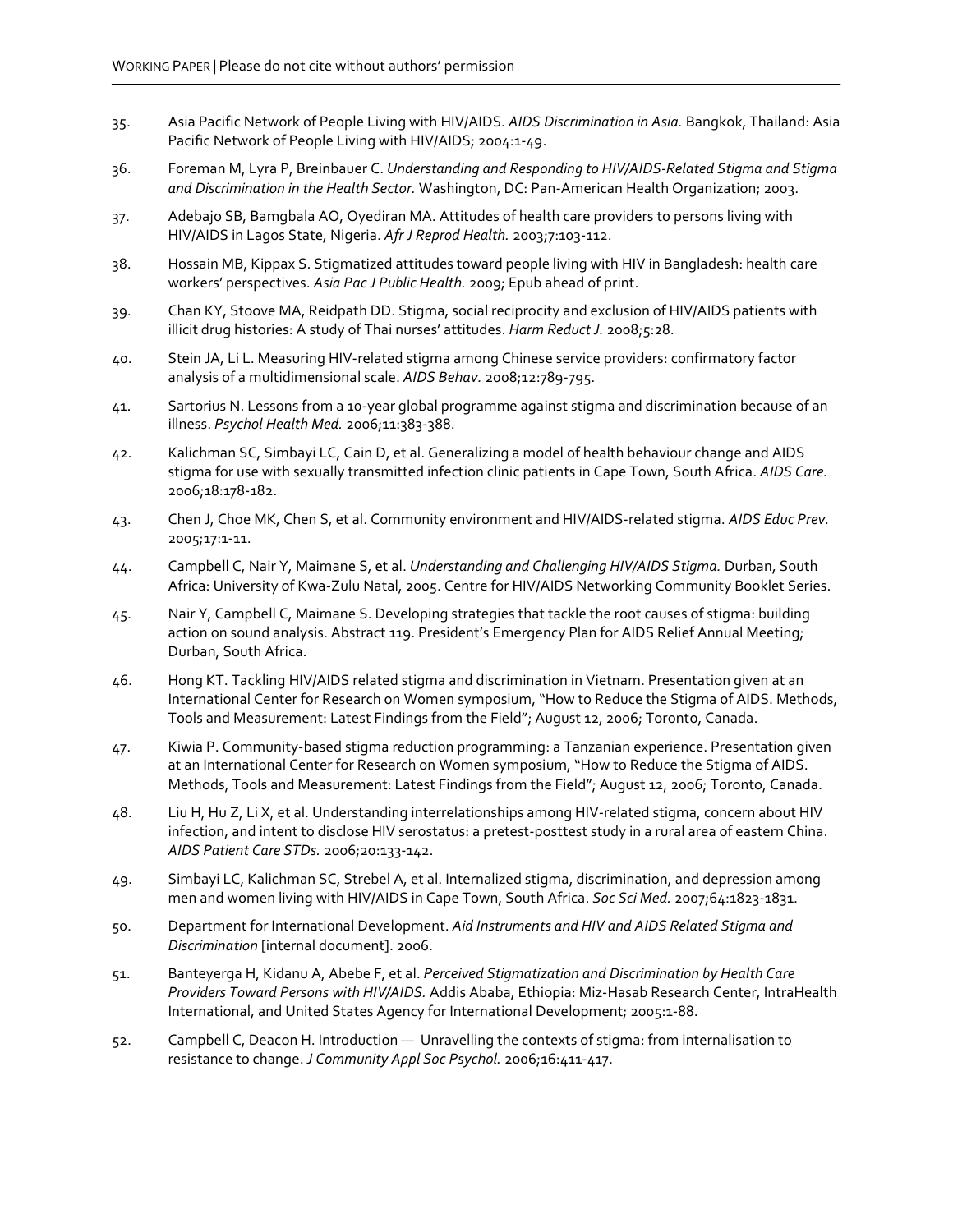35. Asia Pacific Network of People Living with HIV/AIDS. *AIDS Discrimination in Asia.* Bangkok, Thailand: Asia Pacific Network of People Living with HIV/AIDS; 2004:1-49.

36. Foreman M, Lyra P, Breinbauer C. *Understanding and Responding to HIV/AIDS-Related Stigma and Stigma and Discrimination in the Health Sector.* Washington, DC: Pan-American Health Organization; 2003.

37. Adebajo SB, Bamgbala AO, Oyediran MA. Attitudes of health care providers to persons living with HIV/AIDS in Lagos State, Nigeria. *Afr J Reprod Health.* 2003;7:103-112.

38. Hossain MB, Kippax S. Stigmatized attitudes toward people living with HIV in Bangladesh: health care workers' perspectives. *Asia Pac J Public Health.* 2009; Epub ahead of print.

39. Chan KY, Stoove MA, Reidpath DD. Stigma, social reciprocity and exclusion of HIV/AIDS patients with illicit drug histories: A study of Thai nurses' attitudes. *Harm Reduct J.* 2008;5:28.

40. Stein JA, Li L. Measuring HIV-related stigma among Chinese service providers: confirmatory factor analysis of a multidimensional scale. *AIDS Behav.* 2008;12:789-795.

41. Sartorius N. Lessons from a 10-year global programme against stigma and discrimination because of an illness. *Psychol Health Med.* 2006;11:383-388.

42. Kalichman SC, Simbayi LC, Cain D, et al. Generalizing a model of health behaviour change and AIDS stigma for use with sexually transmitted infection clinic patients in Cape Town, South Africa. *AIDS Care.* 2006;18:178-182.

43. Chen J, Choe MK, Chen S, et al. Community environment and HIV/AIDS-related stigma. *AIDS Educ Prev.* 2005;17:1-11.

44. Campbell C, Nair Y, Maimane S, et al. *Understanding and Challenging HIV/AIDS Stigma.* Durban, South Africa: University of Kwa-Zulu Natal, 2005. Centre for HIV/AIDS Networking Community Booklet Series.

45. Nair Y, Campbell C, Maimane S. Developing strategies that tackle the root causes of stigma: building action on sound analysis. Abstract 119. President's Emergency Plan for AIDS Relief Annual Meeting; Durban, South Africa.

46. Hong KT. Tackling HIV/AIDS related stigma and discrimination in Vietnam. Presentation given at an International Center for Research on Women symposium, "How to Reduce the Stigma of AIDS. Methods, Tools and Measurement: Latest Findings from the Field"; August 12, 2006; Toronto, Canada.

47. Kiwia P. Community-based stigma reduction programming: a Tanzanian experience. Presentation given at an International Center for Research on Women symposium, "How to Reduce the Stigma of AIDS. Methods, Tools and Measurement: Latest Findings from the Field"; August 12, 2006; Toronto, Canada.

48. Liu H, Hu Z, Li X, et al. Understanding interrelationships among HIV-related stigma, concern about HIV infection, and intent to disclose HIV serostatus: a pretest-posttest study in a rural area of eastern China. *AIDS Patient Care STDs.* 2006;20:133-142.

49. Simbayi LC, Kalichman SC, Strebel A, et al. Internalized stigma, discrimination, and depression among men and women living with HIV/AIDS in Cape Town, South Africa. *Soc Sci Med.* 2007;64:1823-1831.

50. Department for International Development. *Aid Instruments and HIV and AIDS Related Stigma and Discrimination* [internal document]. 2006.

51. Banteyerga H, Kidanu A, Abebe F, et al. *Perceived Stigmatization and Discrimination by Health Care Providers Toward Persons with HIV/AIDS.* Addis Ababa, Ethiopia: Miz-Hasab Research Center, IntraHealth International, and United States Agency for International Development; 2005:1-88.

52. Campbell C, Deacon H. Introduction — Unravelling the contexts of stigma: from internalisation to resistance to change. *J Community Appl Soc Psychol.* 2006;16:411-417.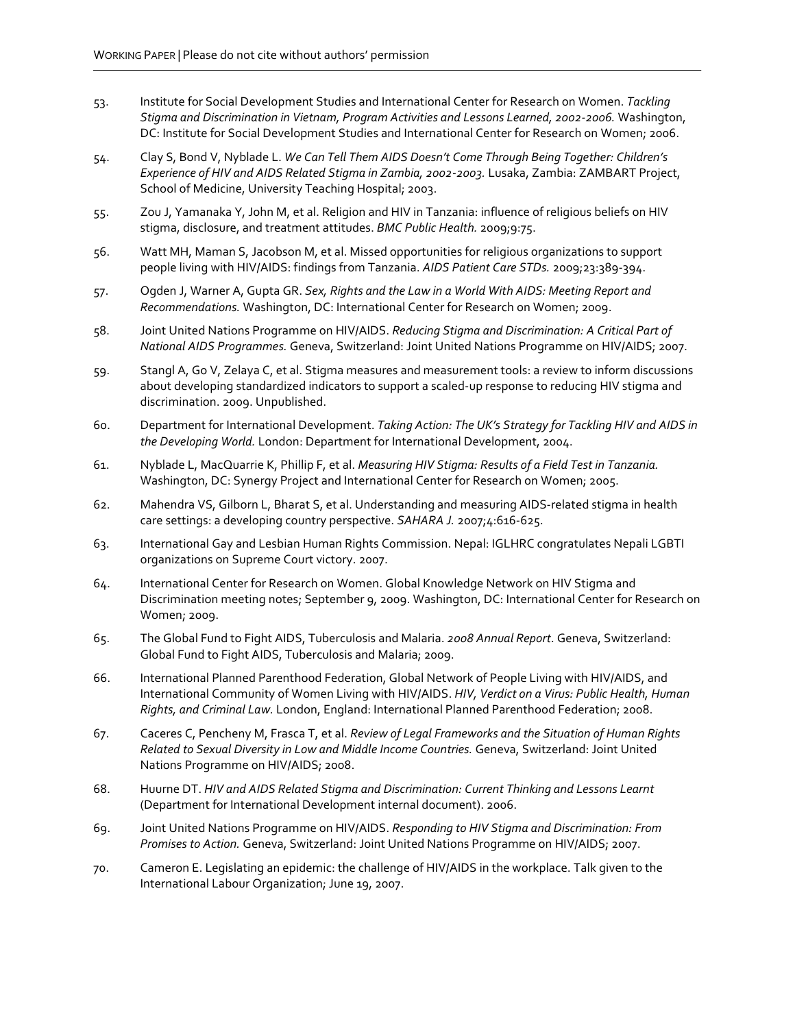53. Institute for Social Development Studies and International Center for Research on Women. *Tackling Stigma and Discrimination in Vietnam, Program Activities and Lessons Learned, 2002-2006.* Washington, DC: Institute for Social Development Studies and International Center for Research on Women; 2006.

54. Clay S, Bond V, Nyblade L. *We Can Tell Them AIDS Doesn't Come Through Being Together: Children's Experience of HIV and AIDS Related Stigma in Zambia, 2002-2003.* Lusaka, Zambia: ZAMBART Project, School of Medicine, University Teaching Hospital; 2003.

55. Zou J, Yamanaka Y, John M, et al. Religion and HIV in Tanzania: influence of religious beliefs on HIV stigma, disclosure, and treatment attitudes. *BMC Public Health.* 2009;9:75.

56. Watt MH, Maman S, Jacobson M, et al. Missed opportunities for religious organizations to support people living with HIV/AIDS: findings from Tanzania. *AIDS Patient Care STDs.* 2009;23:389-394.

57. Ogden J, Warner A, Gupta GR. *Sex, Rights and the Law in a World With AIDS: Meeting Report and Recommendations.* Washington, DC: International Center for Research on Women; 2009.

58. Joint United Nations Programme on HIV/AIDS. *Reducing Stigma and Discrimination: A Critical Part of National AIDS Programmes.* Geneva, Switzerland: Joint United Nations Programme on HIV/AIDS; 2007.

59. Stangl A, Go V, Zelaya C, et al. Stigma measures and measurement tools: a review to inform discussions about developing standardized indicators to support a scaled-up response to reducing HIV stigma and discrimination. 2009. Unpublished.

60. Department for International Development. *Taking Action: The UK's Strategy for Tackling HIV and AIDS in the Developing World.* London: Department for International Development, 2004.

61. Nyblade L, MacQuarrie K, Phillip F, et al. *Measuring HIV Stigma: Results of a Field Test in Tanzania.* Washington, DC: Synergy Project and International Center for Research on Women; 2005.

62. Mahendra VS, Gilborn L, Bharat S, et al. Understanding and measuring AIDS-related stigma in health care settings: a developing country perspective. *SAHARA J.* 2007;4:616-625.

63. International Gay and Lesbian Human Rights Commission. Nepal: IGLHRC congratulates Nepali LGBTI organizations on Supreme Court victory. 2007.

64. International Center for Research on Women. Global Knowledge Network on HIV Stigma and Discrimination meeting notes; September 9, 2009. Washington, DC: International Center for Research on Women; 2009.

65. The Global Fund to Fight AIDS, Tuberculosis and Malaria. *2008 Annual Report*. Geneva, Switzerland: Global Fund to Fight AIDS, Tuberculosis and Malaria; 2009.

66. International Planned Parenthood Federation, Global Network of People Living with HIV/AIDS, and International Community of Women Living with HIV/AIDS. *HIV, Verdict on a Virus: Public Health, Human Rights, and Criminal Law.* London, England: International Planned Parenthood Federation; 2008.

67. Caceres C, Pencheny M, Frasca T, et al. *Review of Legal Frameworks and the Situation of Human Rights Related to Sexual Diversity in Low and Middle Income Countries.* Geneva, Switzerland: Joint United Nations Programme on HIV/AIDS; 2008.

68. Huurne DT. *HIV and AIDS Related Stigma and Discrimination: Current Thinking and Lessons Learnt* (Department for International Development internal document). 2006.

69. Joint United Nations Programme on HIV/AIDS. *Responding to HIV Stigma and Discrimination: From Promises to Action.* Geneva, Switzerland: Joint United Nations Programme on HIV/AIDS; 2007.

70. Cameron E. Legislating an epidemic: the challenge of HIV/AIDS in the workplace. Talk given to the International Labour Organization; June 19, 2007.